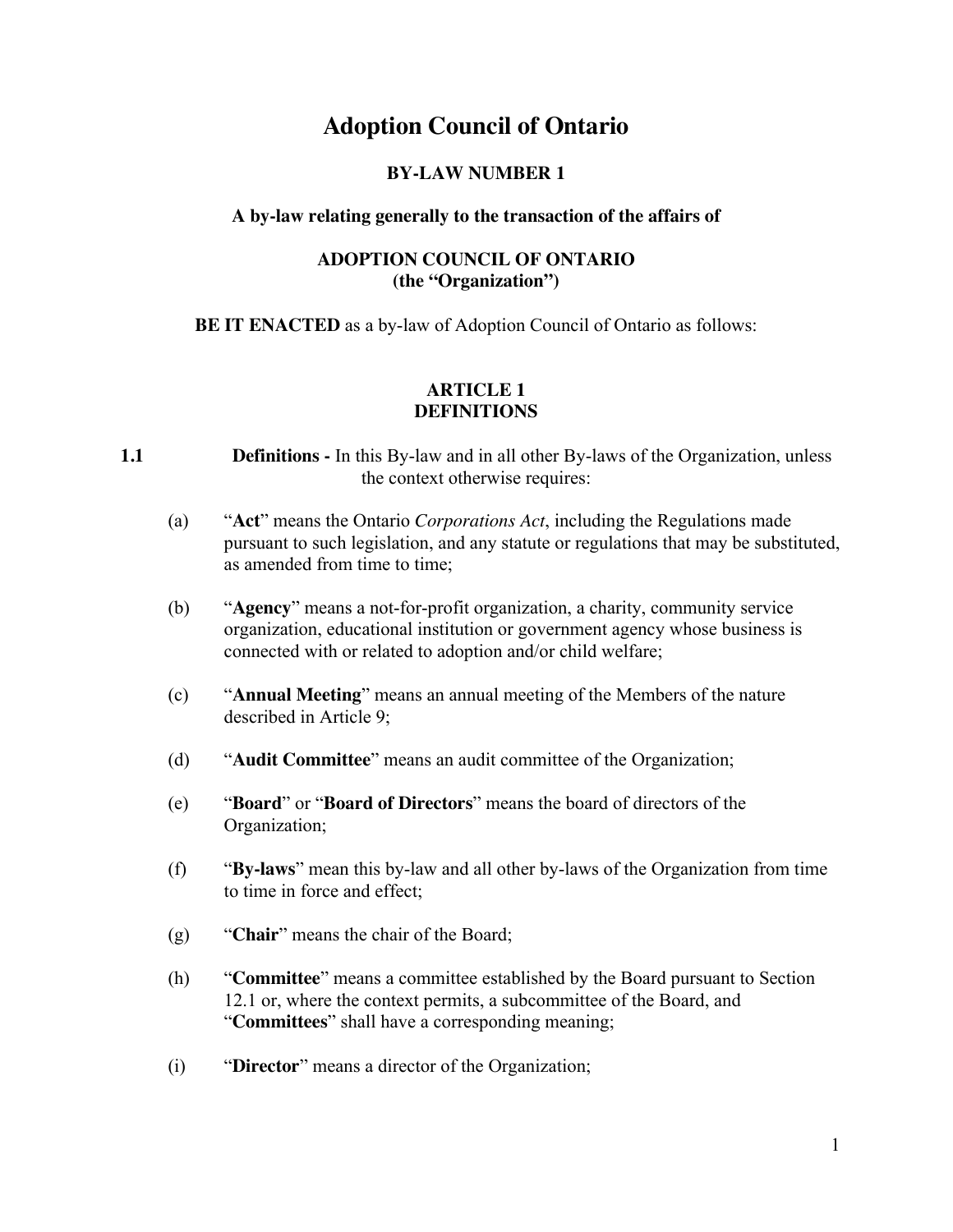# Adoption Council of Ontario

## BY-LAW NUMBER 1

**A by-law relating generally to the transaction of the affairs of**

**ADOPTION COUNCIL OF ONTARIO**
**(the "Organization")**

**BE IT ENACTED** as a by-law of Adoption Council of Ontario as follows:

## ARTICLE 1
## DEFINITIONS

**1.1** **Definitions -** In this By-law and in all other By-laws of the Organization, unless the context otherwise requires:

(a) "**Act**" means the Ontario *Corporations Act*, including the Regulations made pursuant to such legislation, and any statute or regulations that may be substituted, as amended from time to time;

(b) "**Agency**" means a not-for-profit organization, a charity, community service organization, educational institution or government agency whose business is connected with or related to adoption and/or child welfare;

(c) "**Annual Meeting**" means an annual meeting of the Members of the nature described in Article 9;

(d) "**Audit Committee**" means an audit committee of the Organization;

(e) "**Board**" or "**Board of Directors**" means the board of directors of the Organization;

(f) "**By-laws**" mean this by-law and all other by-laws of the Organization from time to time in force and effect;

(g) "**Chair**" means the chair of the Board;

(h) "**Committee**" means a committee established by the Board pursuant to Section 12.1 or, where the context permits, a subcommittee of the Board, and "**Committees**" shall have a corresponding meaning;

(i) "**Director**" means a director of the Organization;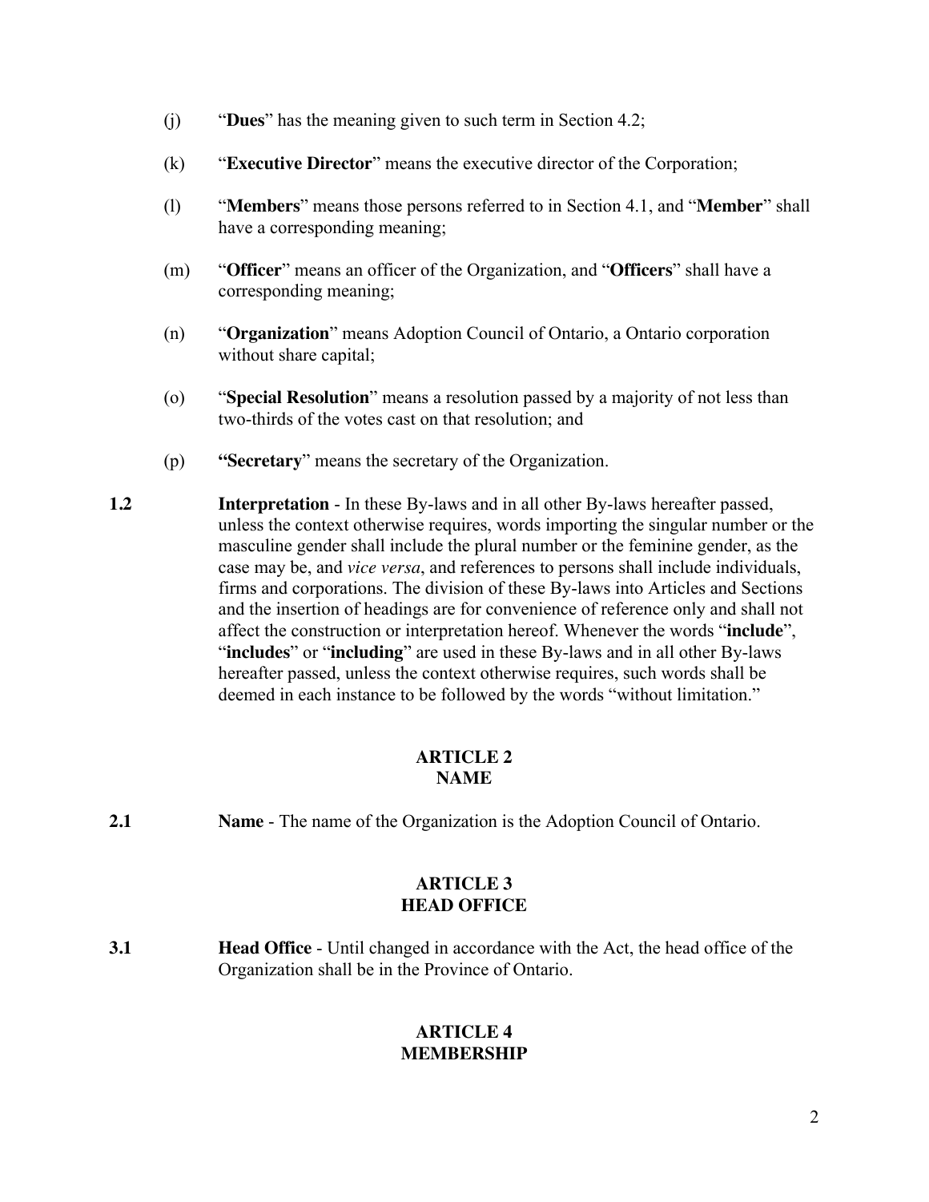(j) "**Dues**" has the meaning given to such term in Section 4.2;

(k) "**Executive Director**" means the executive director of the Corporation;

(l) "**Members**" means those persons referred to in Section 4.1, and "**Member**" shall have a corresponding meaning;

(m) "**Officer**" means an officer of the Organization, and "**Officers**" shall have a corresponding meaning;

(n) "**Organization**" means Adoption Council of Ontario, a Ontario corporation without share capital;

(o) "**Special Resolution**" means a resolution passed by a majority of not less than two-thirds of the votes cast on that resolution; and

(p) **"Secretary**" means the secretary of the Organization.

**1.2** **Interpretation** - In these By-laws and in all other By-laws hereafter passed, unless the context otherwise requires, words importing the singular number or the masculine gender shall include the plural number or the feminine gender, as the case may be, and *vice versa*, and references to persons shall include individuals, firms and corporations. The division of these By-laws into Articles and Sections and the insertion of headings are for convenience of reference only and shall not affect the construction or interpretation hereof. Whenever the words "**include**", "**includes**" or "**including**" are used in these By-laws and in all other By-laws hereafter passed, unless the context otherwise requires, such words shall be deemed in each instance to be followed by the words "without limitation."

## ARTICLE 2
## NAME

**2.1** **Name** - The name of the Organization is the Adoption Council of Ontario.

## ARTICLE 3
## HEAD OFFICE

**3.1** **Head Office** - Until changed in accordance with the Act, the head office of the Organization shall be in the Province of Ontario.

## ARTICLE 4
## MEMBERSHIP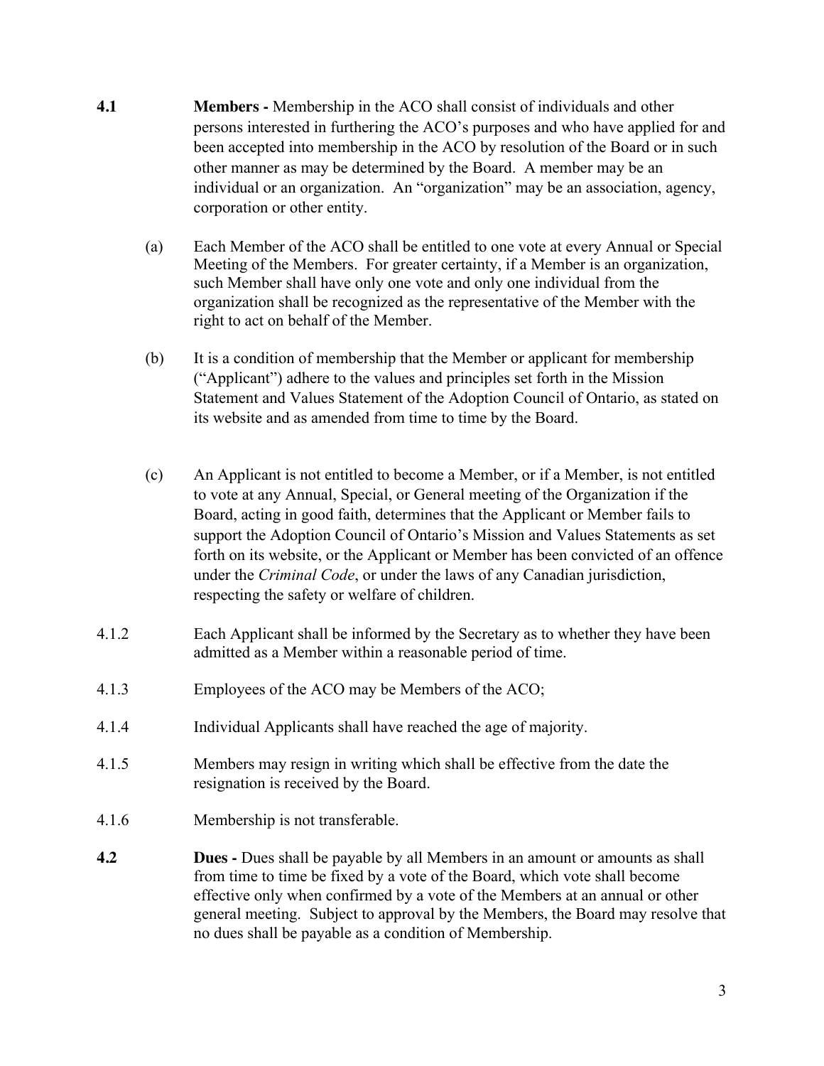**4.1 Members -** Membership in the ACO shall consist of individuals and other persons interested in furthering the ACO's purposes and who have applied for and been accepted into membership in the ACO by resolution of the Board or in such other manner as may be determined by the Board. A member may be an individual or an organization. An "organization" may be an association, agency, corporation or other entity.

(a) Each Member of the ACO shall be entitled to one vote at every Annual or Special Meeting of the Members. For greater certainty, if a Member is an organization, such Member shall have only one vote and only one individual from the organization shall be recognized as the representative of the Member with the right to act on behalf of the Member.

(b) It is a condition of membership that the Member or applicant for membership ("Applicant") adhere to the values and principles set forth in the Mission Statement and Values Statement of the Adoption Council of Ontario, as stated on its website and as amended from time to time by the Board.

(c) An Applicant is not entitled to become a Member, or if a Member, is not entitled to vote at any Annual, Special, or General meeting of the Organization if the Board, acting in good faith, determines that the Applicant or Member fails to support the Adoption Council of Ontario's Mission and Values Statements as set forth on its website, or the Applicant or Member has been convicted of an offence under the *Criminal Code*, or under the laws of any Canadian jurisdiction, respecting the safety or welfare of children.

4.1.2 Each Applicant shall be informed by the Secretary as to whether they have been admitted as a Member within a reasonable period of time.

4.1.3 Employees of the ACO may be Members of the ACO;

4.1.4 Individual Applicants shall have reached the age of majority.

4.1.5 Members may resign in writing which shall be effective from the date the resignation is received by the Board.

4.1.6 Membership is not transferable.

**4.2 Dues -** Dues shall be payable by all Members in an amount or amounts as shall from time to time be fixed by a vote of the Board, which vote shall become effective only when confirmed by a vote of the Members at an annual or other general meeting. Subject to approval by the Members, the Board may resolve that no dues shall be payable as a condition of Membership.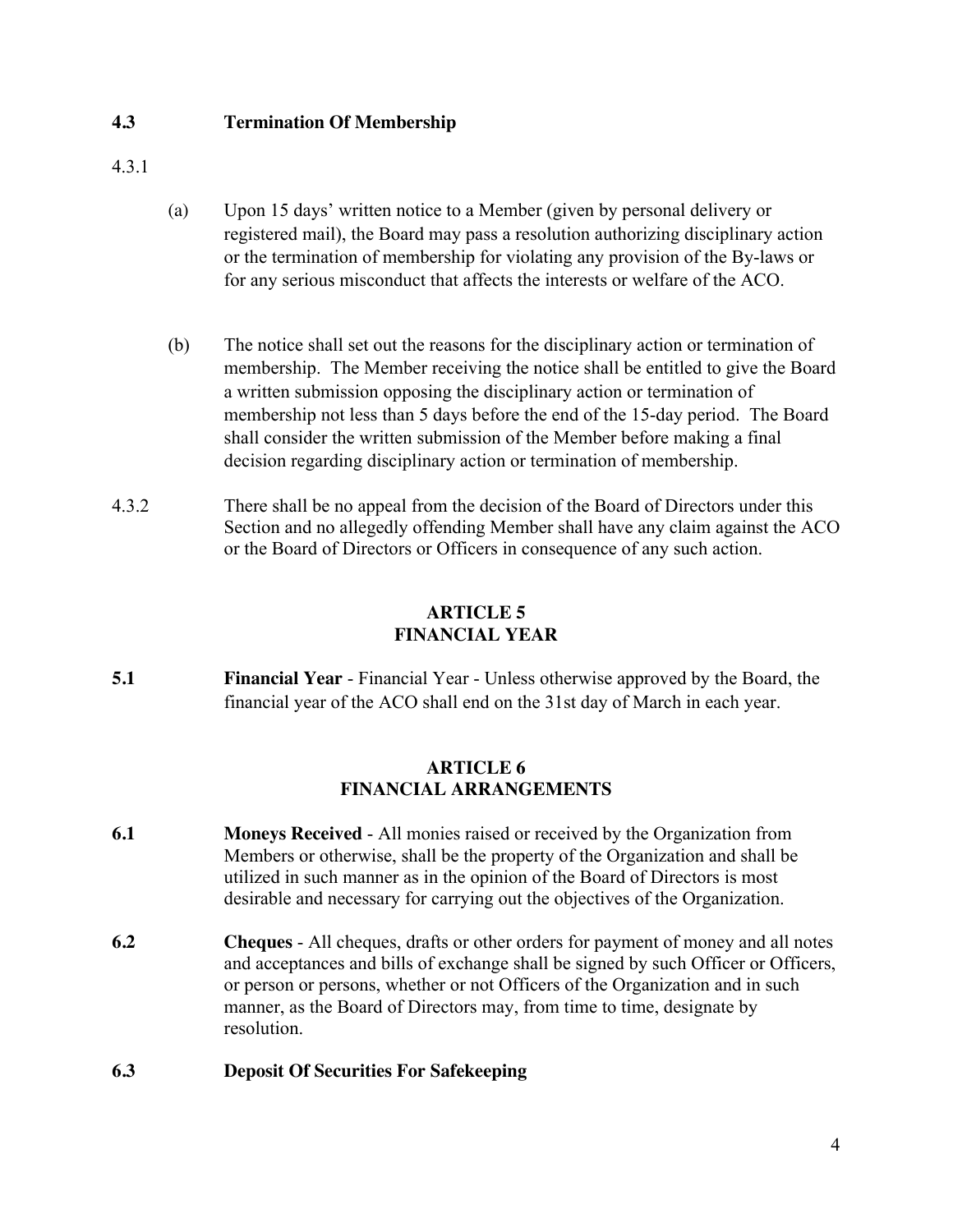### 4.3 Termination Of Membership

4.3.1

(a) Upon 15 days' written notice to a Member (given by personal delivery or registered mail), the Board may pass a resolution authorizing disciplinary action or the termination of membership for violating any provision of the By-laws or for any serious misconduct that affects the interests or welfare of the ACO.

(b) The notice shall set out the reasons for the disciplinary action or termination of membership. The Member receiving the notice shall be entitled to give the Board a written submission opposing the disciplinary action or termination of membership not less than 5 days before the end of the 15-day period. The Board shall consider the written submission of the Member before making a final decision regarding disciplinary action or termination of membership.

4.3.2 There shall be no appeal from the decision of the Board of Directors under this Section and no allegedly offending Member shall have any claim against the ACO or the Board of Directors or Officers in consequence of any such action.

## ARTICLE 5
## FINANCIAL YEAR

**5.1** **Financial Year** - Financial Year - Unless otherwise approved by the Board, the financial year of the ACO shall end on the 31st day of March in each year.

## ARTICLE 6
## FINANCIAL ARRANGEMENTS

**6.1** **Moneys Received** - All monies raised or received by the Organization from Members or otherwise, shall be the property of the Organization and shall be utilized in such manner as in the opinion of the Board of Directors is most desirable and necessary for carrying out the objectives of the Organization.

**6.2** **Cheques** - All cheques, drafts or other orders for payment of money and all notes and acceptances and bills of exchange shall be signed by such Officer or Officers, or person or persons, whether or not Officers of the Organization and in such manner, as the Board of Directors may, from time to time, designate by resolution.

### 6.3 Deposit Of Securities For Safekeeping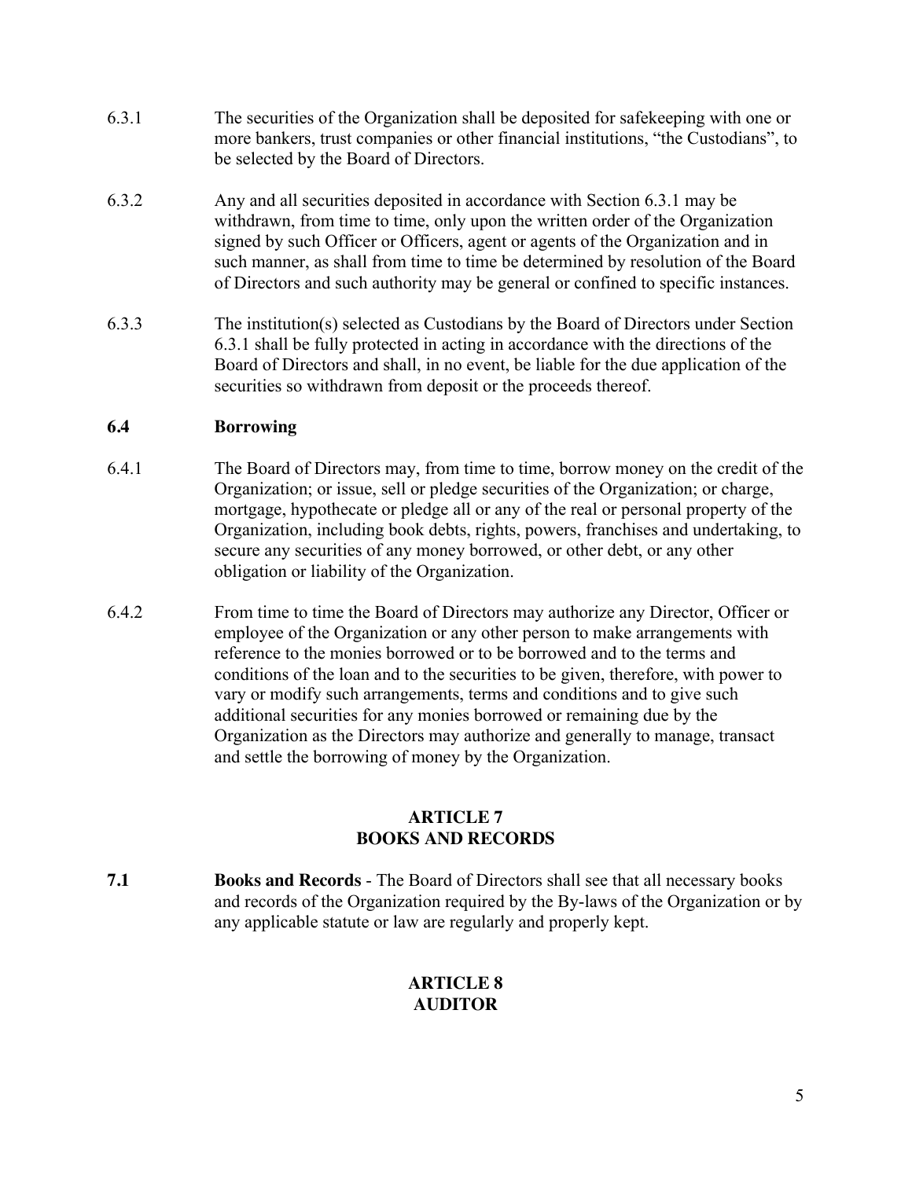6.3.1 The securities of the Organization shall be deposited for safekeeping with one or more bankers, trust companies or other financial institutions, "the Custodians", to be selected by the Board of Directors.

6.3.2 Any and all securities deposited in accordance with Section 6.3.1 may be withdrawn, from time to time, only upon the written order of the Organization signed by such Officer or Officers, agent or agents of the Organization and in such manner, as shall from time to time be determined by resolution of the Board of Directors and such authority may be general or confined to specific instances.

6.3.3 The institution(s) selected as Custodians by the Board of Directors under Section 6.3.1 shall be fully protected in acting in accordance with the directions of the Board of Directors and shall, in no event, be liable for the due application of the securities so withdrawn from deposit or the proceeds thereof.

### 6.4 Borrowing

6.4.1 The Board of Directors may, from time to time, borrow money on the credit of the Organization; or issue, sell or pledge securities of the Organization; or charge, mortgage, hypothecate or pledge all or any of the real or personal property of the Organization, including book debts, rights, powers, franchises and undertaking, to secure any securities of any money borrowed, or other debt, or any other obligation or liability of the Organization.

6.4.2 From time to time the Board of Directors may authorize any Director, Officer or employee of the Organization or any other person to make arrangements with reference to the monies borrowed or to be borrowed and to the terms and conditions of the loan and to the securities to be given, therefore, with power to vary or modify such arrangements, terms and conditions and to give such additional securities for any monies borrowed or remaining due by the Organization as the Directors may authorize and generally to manage, transact and settle the borrowing of money by the Organization.

## ARTICLE 7
## BOOKS AND RECORDS

**7.1 Books and Records** - The Board of Directors shall see that all necessary books and records of the Organization required by the By-laws of the Organization or by any applicable statute or law are regularly and properly kept.

## ARTICLE 8
## AUDITOR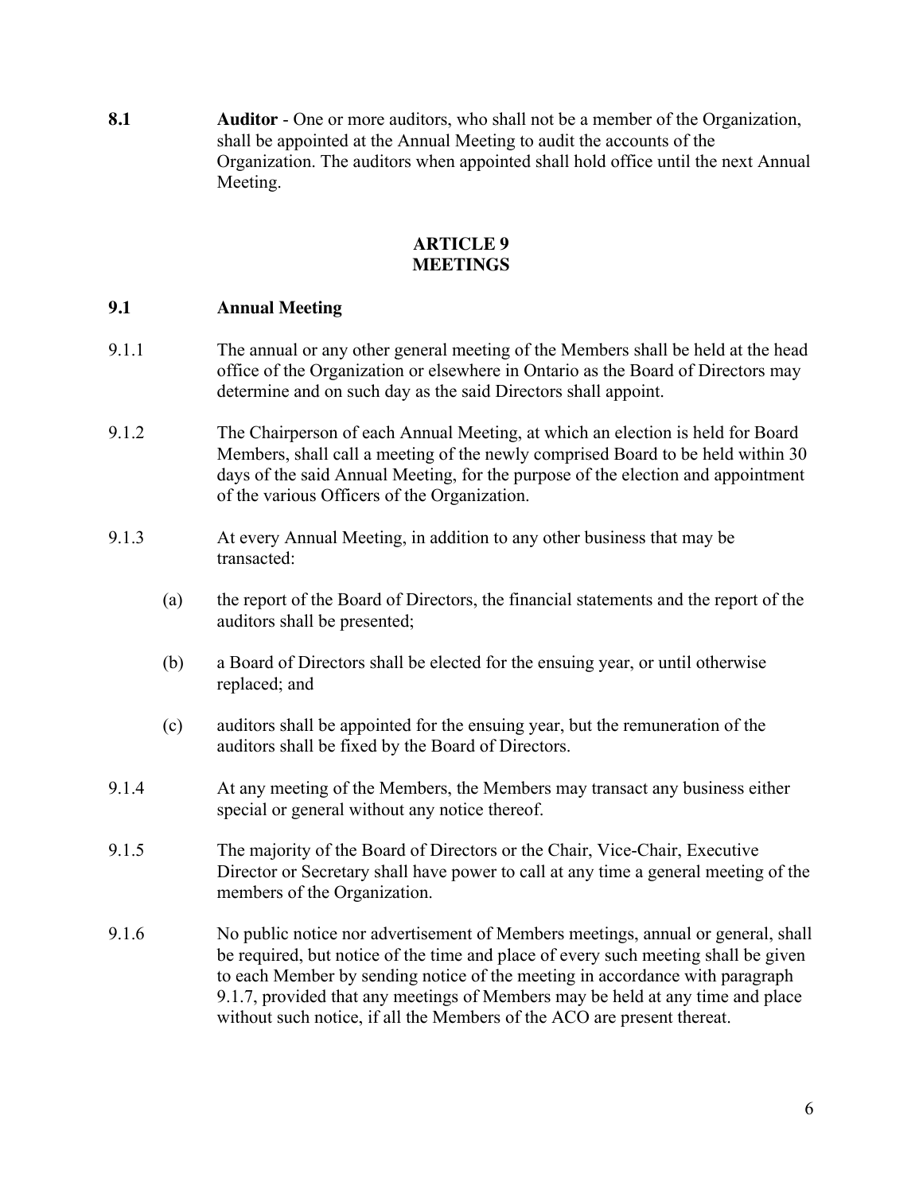**8.1** **Auditor** - One or more auditors, who shall not be a member of the Organization, shall be appointed at the Annual Meeting to audit the accounts of the Organization. The auditors when appointed shall hold office until the next Annual Meeting.

## ARTICLE 9
## MEETINGS

### 9.1 Annual Meeting

9.1.1 The annual or any other general meeting of the Members shall be held at the head office of the Organization or elsewhere in Ontario as the Board of Directors may determine and on such day as the said Directors shall appoint.

9.1.2 The Chairperson of each Annual Meeting, at which an election is held for Board Members, shall call a meeting of the newly comprised Board to be held within 30 days of the said Annual Meeting, for the purpose of the election and appointment of the various Officers of the Organization.

9.1.3 At every Annual Meeting, in addition to any other business that may be transacted:

(a) the report of the Board of Directors, the financial statements and the report of the auditors shall be presented;

(b) a Board of Directors shall be elected for the ensuing year, or until otherwise replaced; and

(c) auditors shall be appointed for the ensuing year, but the remuneration of the auditors shall be fixed by the Board of Directors.

9.1.4 At any meeting of the Members, the Members may transact any business either special or general without any notice thereof.

9.1.5 The majority of the Board of Directors or the Chair, Vice-Chair, Executive Director or Secretary shall have power to call at any time a general meeting of the members of the Organization.

9.1.6 No public notice nor advertisement of Members meetings, annual or general, shall be required, but notice of the time and place of every such meeting shall be given to each Member by sending notice of the meeting in accordance with paragraph 9.1.7, provided that any meetings of Members may be held at any time and place without such notice, if all the Members of the ACO are present thereat.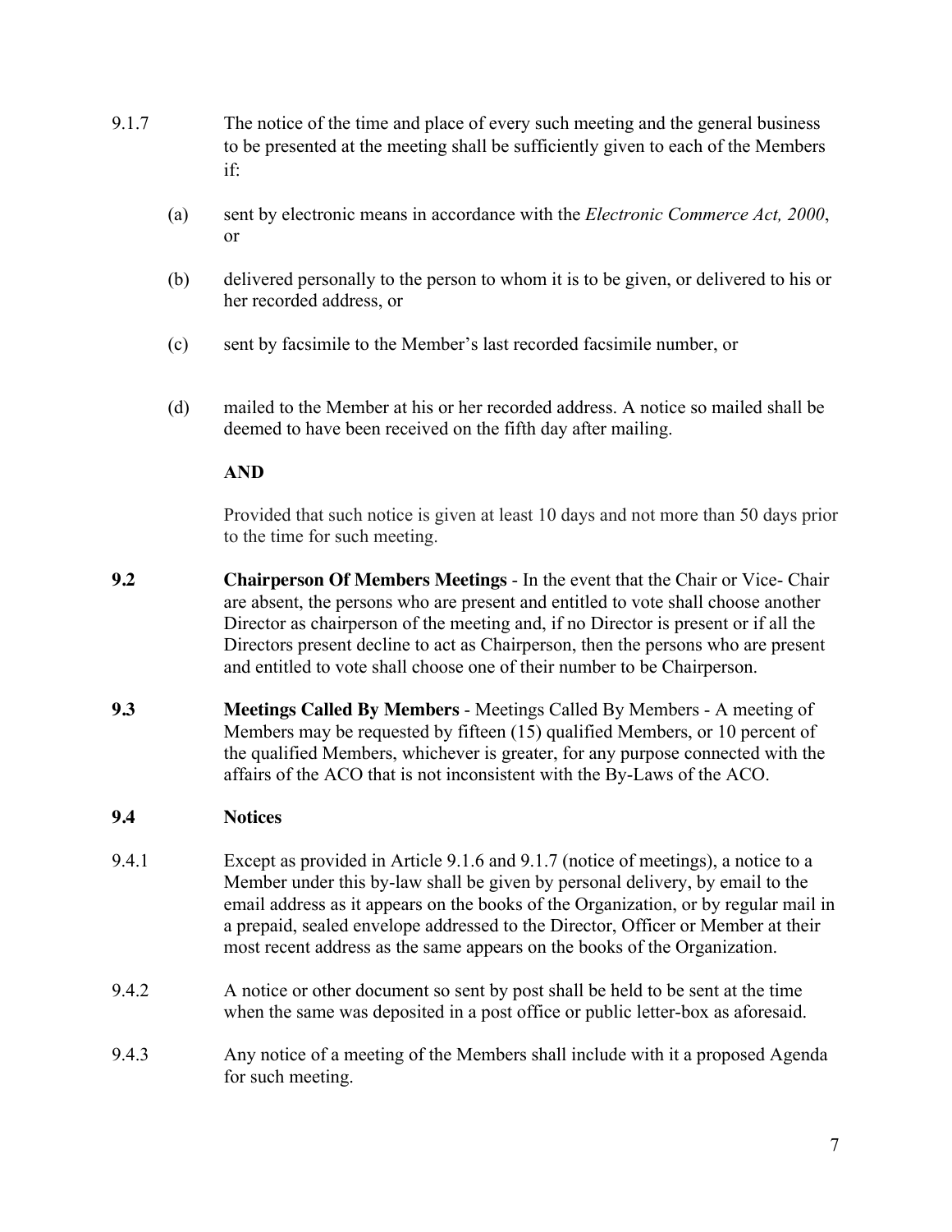9.1.7 The notice of the time and place of every such meeting and the general business to be presented at the meeting shall be sufficiently given to each of the Members if:

(a) sent by electronic means in accordance with the *Electronic Commerce Act, 2000*, or

(b) delivered personally to the person to whom it is to be given, or delivered to his or her recorded address, or

(c) sent by facsimile to the Member's last recorded facsimile number, or

(d) mailed to the Member at his or her recorded address. A notice so mailed shall be deemed to have been received on the fifth day after mailing.

**AND**

Provided that such notice is given at least 10 days and not more than 50 days prior to the time for such meeting.

**9.2** **Chairperson Of Members Meetings** - In the event that the Chair or Vice- Chair are absent, the persons who are present and entitled to vote shall choose another Director as chairperson of the meeting and, if no Director is present or if all the Directors present decline to act as Chairperson, then the persons who are present and entitled to vote shall choose one of their number to be Chairperson.

**9.3** **Meetings Called By Members** - Meetings Called By Members - A meeting of Members may be requested by fifteen (15) qualified Members, or 10 percent of the qualified Members, whichever is greater, for any purpose connected with the affairs of the ACO that is not inconsistent with the By-Laws of the ACO.

## 9.4 Notices

9.4.1 Except as provided in Article 9.1.6 and 9.1.7 (notice of meetings), a notice to a Member under this by-law shall be given by personal delivery, by email to the email address as it appears on the books of the Organization, or by regular mail in a prepaid, sealed envelope addressed to the Director, Officer or Member at their most recent address as the same appears on the books of the Organization.

9.4.2 A notice or other document so sent by post shall be held to be sent at the time when the same was deposited in a post office or public letter-box as aforesaid.

9.4.3 Any notice of a meeting of the Members shall include with it a proposed Agenda for such meeting.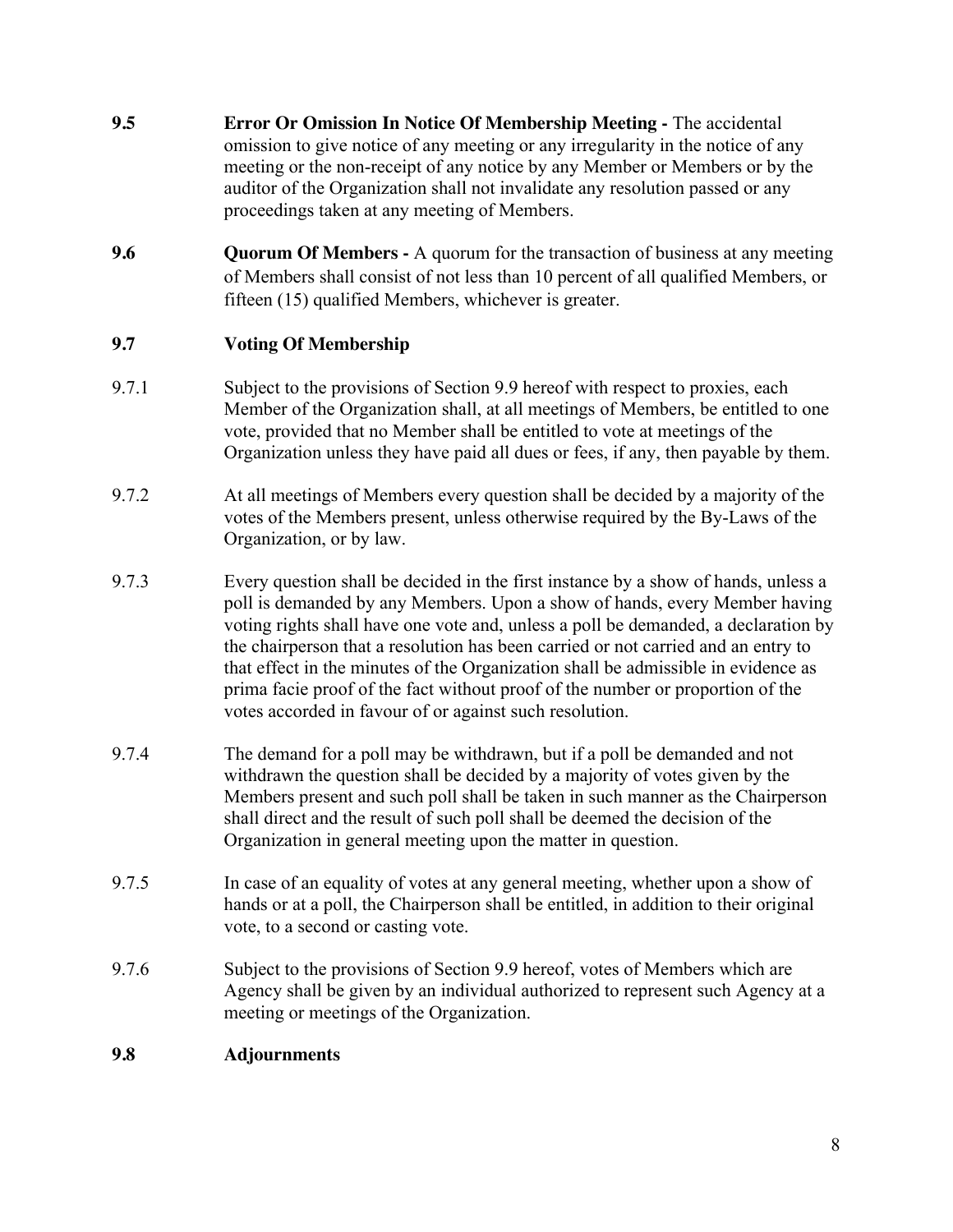**9.5 Error Or Omission In Notice Of Membership Meeting -** The accidental omission to give notice of any meeting or any irregularity in the notice of any meeting or the non-receipt of any notice by any Member or Members or by the auditor of the Organization shall not invalidate any resolution passed or any proceedings taken at any meeting of Members.

**9.6 Quorum Of Members -** A quorum for the transaction of business at any meeting of Members shall consist of not less than 10 percent of all qualified Members, or fifteen (15) qualified Members, whichever is greater.

### 9.7 Voting Of Membership

9.7.1 Subject to the provisions of Section 9.9 hereof with respect to proxies, each Member of the Organization shall, at all meetings of Members, be entitled to one vote, provided that no Member shall be entitled to vote at meetings of the Organization unless they have paid all dues or fees, if any, then payable by them.

9.7.2 At all meetings of Members every question shall be decided by a majority of the votes of the Members present, unless otherwise required by the By-Laws of the Organization, or by law.

9.7.3 Every question shall be decided in the first instance by a show of hands, unless a poll is demanded by any Members. Upon a show of hands, every Member having voting rights shall have one vote and, unless a poll be demanded, a declaration by the chairperson that a resolution has been carried or not carried and an entry to that effect in the minutes of the Organization shall be admissible in evidence as prima facie proof of the fact without proof of the number or proportion of the votes accorded in favour of or against such resolution.

9.7.4 The demand for a poll may be withdrawn, but if a poll be demanded and not withdrawn the question shall be decided by a majority of votes given by the Members present and such poll shall be taken in such manner as the Chairperson shall direct and the result of such poll shall be deemed the decision of the Organization in general meeting upon the matter in question.

9.7.5 In case of an equality of votes at any general meeting, whether upon a show of hands or at a poll, the Chairperson shall be entitled, in addition to their original vote, to a second or casting vote.

9.7.6 Subject to the provisions of Section 9.9 hereof, votes of Members which are Agency shall be given by an individual authorized to represent such Agency at a meeting or meetings of the Organization.

### 9.8 Adjournments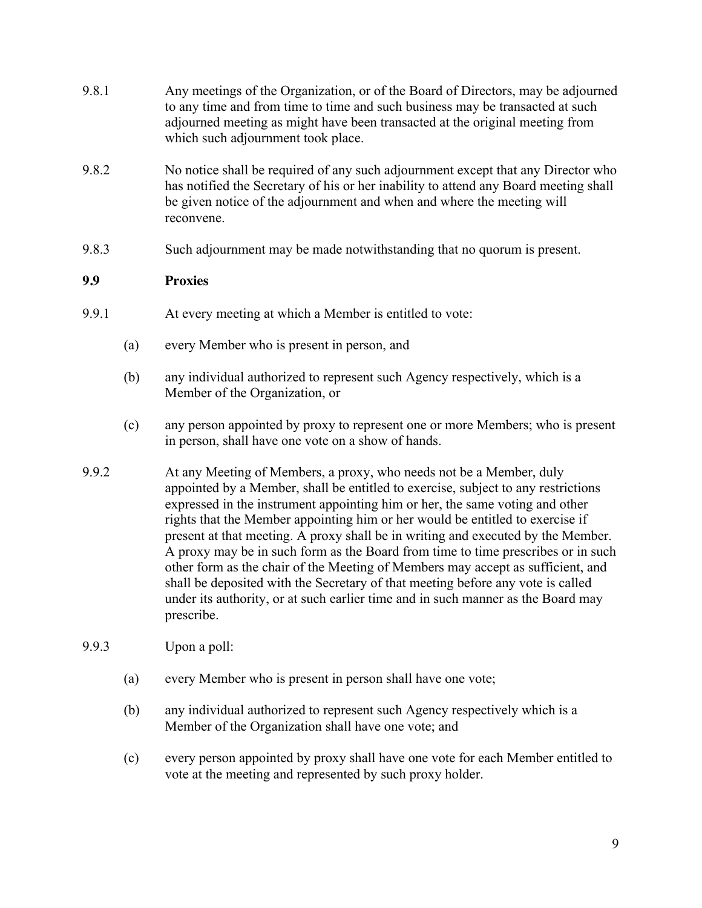9.8.1 Any meetings of the Organization, or of the Board of Directors, may be adjourned to any time and from time to time and such business may be transacted at such adjourned meeting as might have been transacted at the original meeting from which such adjournment took place.

9.8.2 No notice shall be required of any such adjournment except that any Director who has notified the Secretary of his or her inability to attend any Board meeting shall be given notice of the adjournment and when and where the meeting will reconvene.

9.8.3 Such adjournment may be made notwithstanding that no quorum is present.

**9.9 Proxies**

9.9.1 At every meeting at which a Member is entitled to vote:

(a) every Member who is present in person, and

(b) any individual authorized to represent such Agency respectively, which is a Member of the Organization, or

(c) any person appointed by proxy to represent one or more Members; who is present in person, shall have one vote on a show of hands.

9.9.2 At any Meeting of Members, a proxy, who needs not be a Member, duly appointed by a Member, shall be entitled to exercise, subject to any restrictions expressed in the instrument appointing him or her, the same voting and other rights that the Member appointing him or her would be entitled to exercise if present at that meeting. A proxy shall be in writing and executed by the Member. A proxy may be in such form as the Board from time to time prescribes or in such other form as the chair of the Meeting of Members may accept as sufficient, and shall be deposited with the Secretary of that meeting before any vote is called under its authority, or at such earlier time and in such manner as the Board may prescribe.

9.9.3 Upon a poll:

(a) every Member who is present in person shall have one vote;

(b) any individual authorized to represent such Agency respectively which is a Member of the Organization shall have one vote; and

(c) every person appointed by proxy shall have one vote for each Member entitled to vote at the meeting and represented by such proxy holder.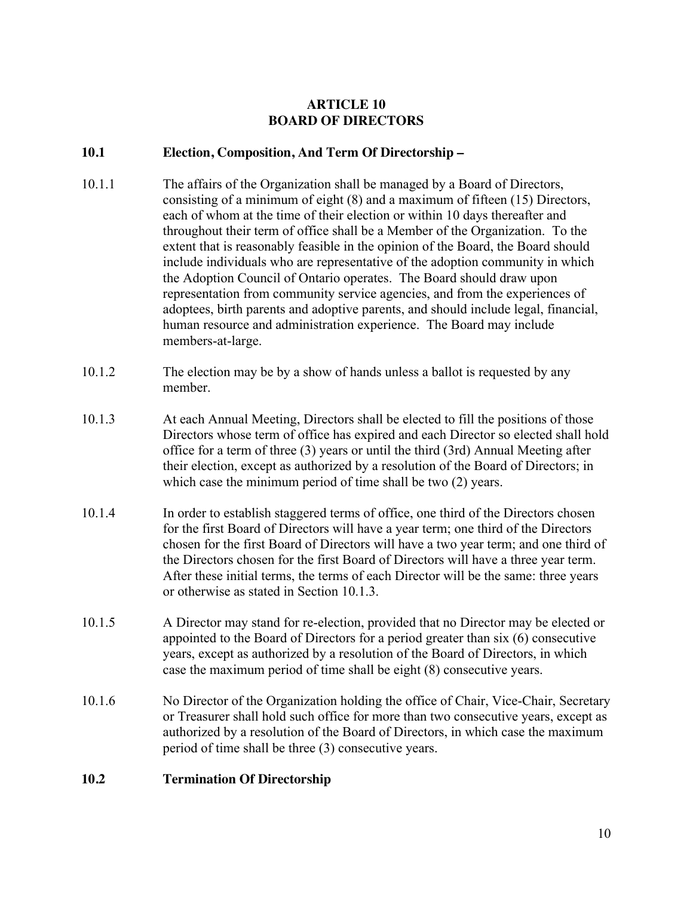## ARTICLE 10
## BOARD OF DIRECTORS

### 10.1 Election, Composition, And Term Of Directorship –

10.1.1 The affairs of the Organization shall be managed by a Board of Directors, consisting of a minimum of eight (8) and a maximum of fifteen (15) Directors, each of whom at the time of their election or within 10 days thereafter and throughout their term of office shall be a Member of the Organization. To the extent that is reasonably feasible in the opinion of the Board, the Board should include individuals who are representative of the adoption community in which the Adoption Council of Ontario operates. The Board should draw upon representation from community service agencies, and from the experiences of adoptees, birth parents and adoptive parents, and should include legal, financial, human resource and administration experience. The Board may include members-at-large.

10.1.2 The election may be by a show of hands unless a ballot is requested by any member.

10.1.3 At each Annual Meeting, Directors shall be elected to fill the positions of those Directors whose term of office has expired and each Director so elected shall hold office for a term of three (3) years or until the third (3rd) Annual Meeting after their election, except as authorized by a resolution of the Board of Directors; in which case the minimum period of time shall be two (2) years.

10.1.4 In order to establish staggered terms of office, one third of the Directors chosen for the first Board of Directors will have a year term; one third of the Directors chosen for the first Board of Directors will have a two year term; and one third of the Directors chosen for the first Board of Directors will have a three year term. After these initial terms, the terms of each Director will be the same: three years or otherwise as stated in Section 10.1.3.

10.1.5 A Director may stand for re-election, provided that no Director may be elected or appointed to the Board of Directors for a period greater than six (6) consecutive years, except as authorized by a resolution of the Board of Directors, in which case the maximum period of time shall be eight (8) consecutive years.

10.1.6 No Director of the Organization holding the office of Chair, Vice-Chair, Secretary or Treasurer shall hold such office for more than two consecutive years, except as authorized by a resolution of the Board of Directors, in which case the maximum period of time shall be three (3) consecutive years.

### 10.2 Termination Of Directorship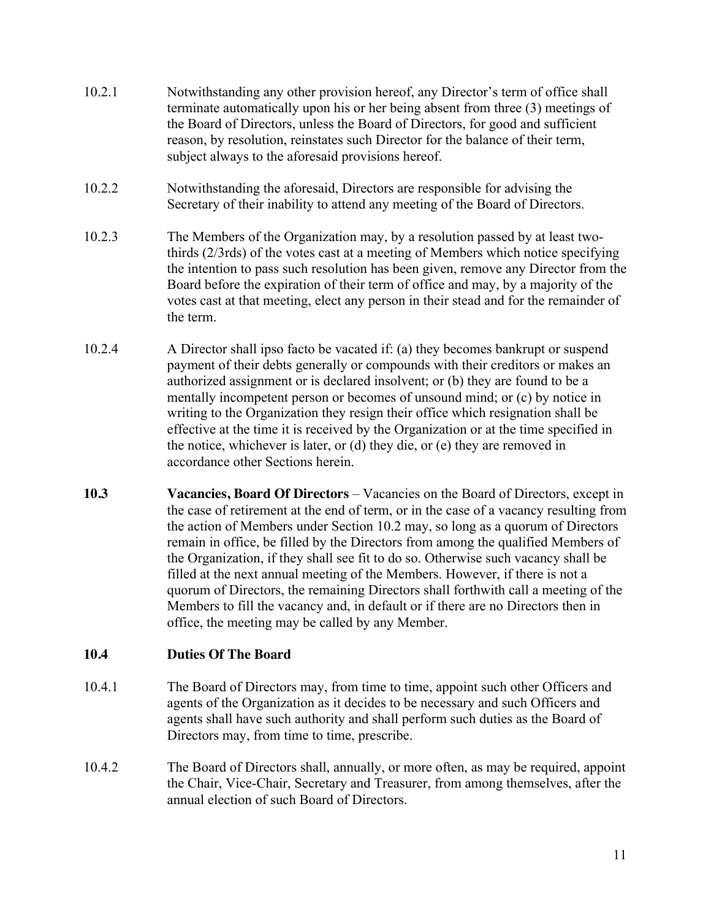10.2.1 Notwithstanding any other provision hereof, any Director's term of office shall terminate automatically upon his or her being absent from three (3) meetings of the Board of Directors, unless the Board of Directors, for good and sufficient reason, by resolution, reinstates such Director for the balance of their term, subject always to the aforesaid provisions hereof.

10.2.2 Notwithstanding the aforesaid, Directors are responsible for advising the Secretary of their inability to attend any meeting of the Board of Directors.

10.2.3 The Members of the Organization may, by a resolution passed by at least two-thirds (2/3rds) of the votes cast at a meeting of Members which notice specifying the intention to pass such resolution has been given, remove any Director from the Board before the expiration of their term of office and may, by a majority of the votes cast at that meeting, elect any person in their stead and for the remainder of the term.

10.2.4 A Director shall ipso facto be vacated if: (a) they becomes bankrupt or suspend payment of their debts generally or compounds with their creditors or makes an authorized assignment or is declared insolvent; or (b) they are found to be a mentally incompetent person or becomes of unsound mind; or (c) by notice in writing to the Organization they resign their office which resignation shall be effective at the time it is received by the Organization or at the time specified in the notice, whichever is later, or (d) they die, or (e) they are removed in accordance other Sections herein.

**10.3 Vacancies, Board Of Directors** – Vacancies on the Board of Directors, except in the case of retirement at the end of term, or in the case of a vacancy resulting from the action of Members under Section 10.2 may, so long as a quorum of Directors remain in office, be filled by the Directors from among the qualified Members of the Organization, if they shall see fit to do so. Otherwise such vacancy shall be filled at the next annual meeting of the Members. However, if there is not a quorum of Directors, the remaining Directors shall forthwith call a meeting of the Members to fill the vacancy and, in default or if there are no Directors then in office, the meeting may be called by any Member.

### 10.4 Duties Of The Board

10.4.1 The Board of Directors may, from time to time, appoint such other Officers and agents of the Organization as it decides to be necessary and such Officers and agents shall have such authority and shall perform such duties as the Board of Directors may, from time to time, prescribe.

10.4.2 The Board of Directors shall, annually, or more often, as may be required, appoint the Chair, Vice-Chair, Secretary and Treasurer, from among themselves, after the annual election of such Board of Directors.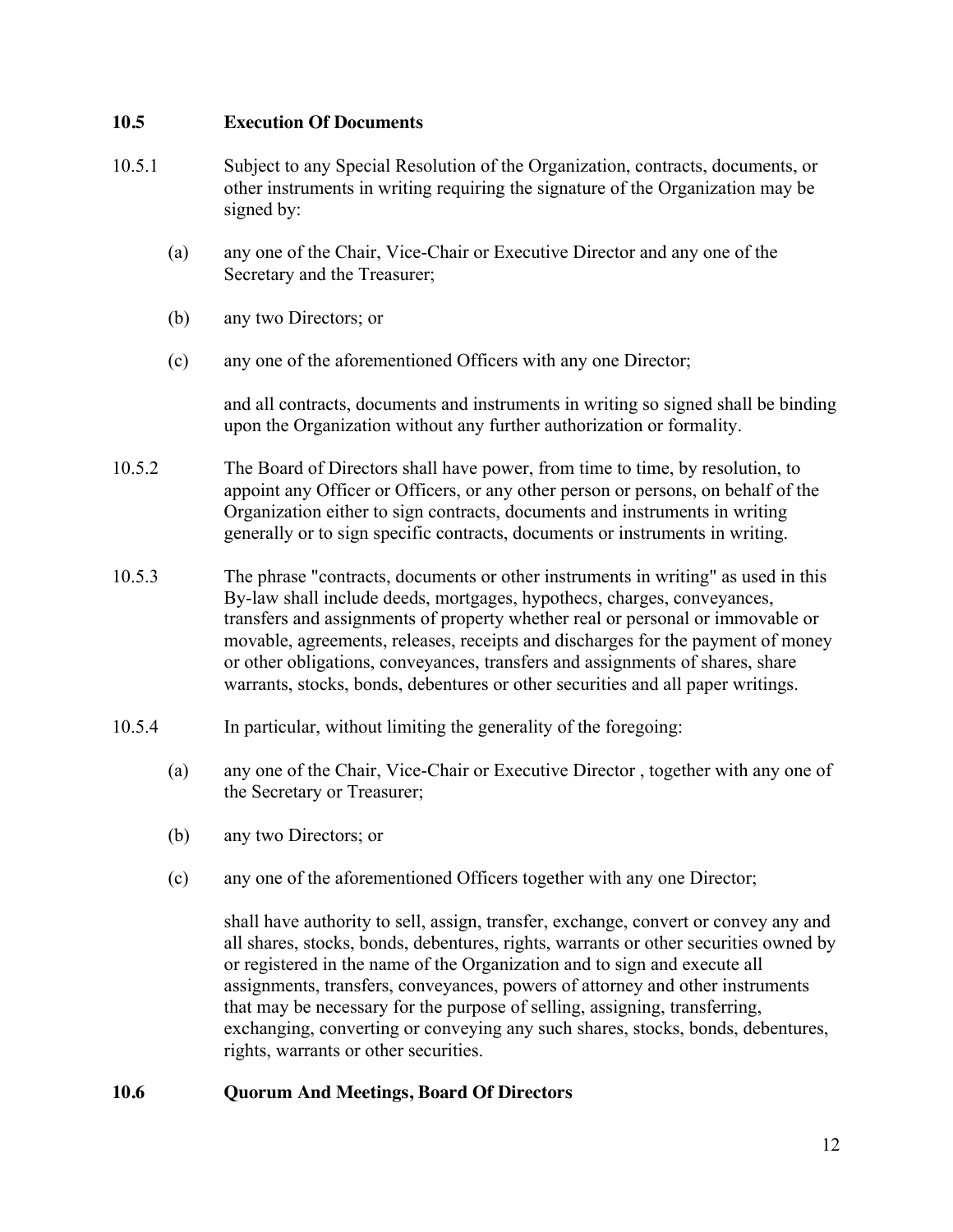### 10.5 Execution Of Documents

10.5.1 Subject to any Special Resolution of the Organization, contracts, documents, or other instruments in writing requiring the signature of the Organization may be signed by:

(a) any one of the Chair, Vice-Chair or Executive Director and any one of the Secretary and the Treasurer;

(b) any two Directors; or

(c) any one of the aforementioned Officers with any one Director;

and all contracts, documents and instruments in writing so signed shall be binding upon the Organization without any further authorization or formality.

10.5.2 The Board of Directors shall have power, from time to time, by resolution, to appoint any Officer or Officers, or any other person or persons, on behalf of the Organization either to sign contracts, documents and instruments in writing generally or to sign specific contracts, documents or instruments in writing.

10.5.3 The phrase "contracts, documents or other instruments in writing" as used in this By-law shall include deeds, mortgages, hypothecs, charges, conveyances, transfers and assignments of property whether real or personal or immovable or movable, agreements, releases, receipts and discharges for the payment of money or other obligations, conveyances, transfers and assignments of shares, share warrants, stocks, bonds, debentures or other securities and all paper writings.

10.5.4 In particular, without limiting the generality of the foregoing:

(a) any one of the Chair, Vice-Chair or Executive Director , together with any one of the Secretary or Treasurer;

(b) any two Directors; or

(c) any one of the aforementioned Officers together with any one Director;

shall have authority to sell, assign, transfer, exchange, convert or convey any and all shares, stocks, bonds, debentures, rights, warrants or other securities owned by or registered in the name of the Organization and to sign and execute all assignments, transfers, conveyances, powers of attorney and other instruments that may be necessary for the purpose of selling, assigning, transferring, exchanging, converting or conveying any such shares, stocks, bonds, debentures, rights, warrants or other securities.

### 10.6 Quorum And Meetings, Board Of Directors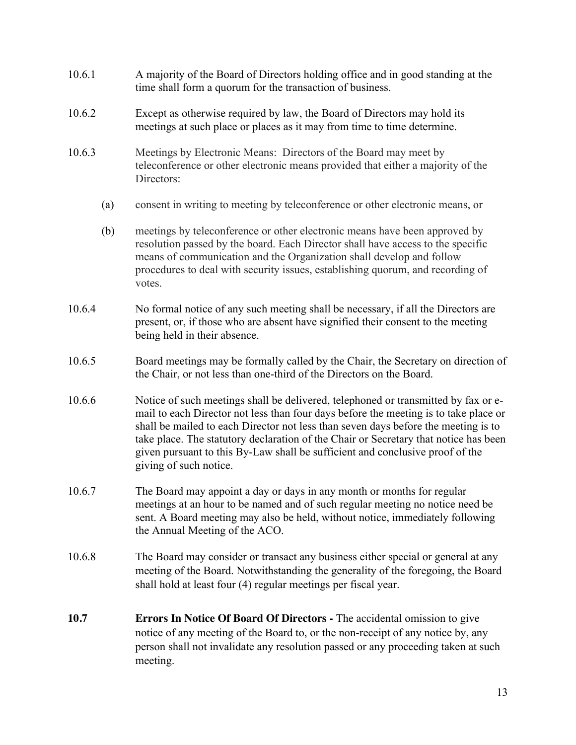10.6.1 A majority of the Board of Directors holding office and in good standing at the time shall form a quorum for the transaction of business.

10.6.2 Except as otherwise required by law, the Board of Directors may hold its meetings at such place or places as it may from time to time determine.

10.6.3 Meetings by Electronic Means: Directors of the Board may meet by teleconference or other electronic means provided that either a majority of the Directors:

(a) consent in writing to meeting by teleconference or other electronic means, or

(b) meetings by teleconference or other electronic means have been approved by resolution passed by the board. Each Director shall have access to the specific means of communication and the Organization shall develop and follow procedures to deal with security issues, establishing quorum, and recording of votes.

10.6.4 No formal notice of any such meeting shall be necessary, if all the Directors are present, or, if those who are absent have signified their consent to the meeting being held in their absence.

10.6.5 Board meetings may be formally called by the Chair, the Secretary on direction of the Chair, or not less than one-third of the Directors on the Board.

10.6.6 Notice of such meetings shall be delivered, telephoned or transmitted by fax or e-mail to each Director not less than four days before the meeting is to take place or shall be mailed to each Director not less than seven days before the meeting is to take place. The statutory declaration of the Chair or Secretary that notice has been given pursuant to this By-Law shall be sufficient and conclusive proof of the giving of such notice.

10.6.7 The Board may appoint a day or days in any month or months for regular meetings at an hour to be named and of such regular meeting no notice need be sent. A Board meeting may also be held, without notice, immediately following the Annual Meeting of the ACO.

10.6.8 The Board may consider or transact any business either special or general at any meeting of the Board. Notwithstanding the generality of the foregoing, the Board shall hold at least four (4) regular meetings per fiscal year.

**10.7 Errors In Notice Of Board Of Directors -** The accidental omission to give notice of any meeting of the Board to, or the non-receipt of any notice by, any person shall not invalidate any resolution passed or any proceeding taken at such meeting.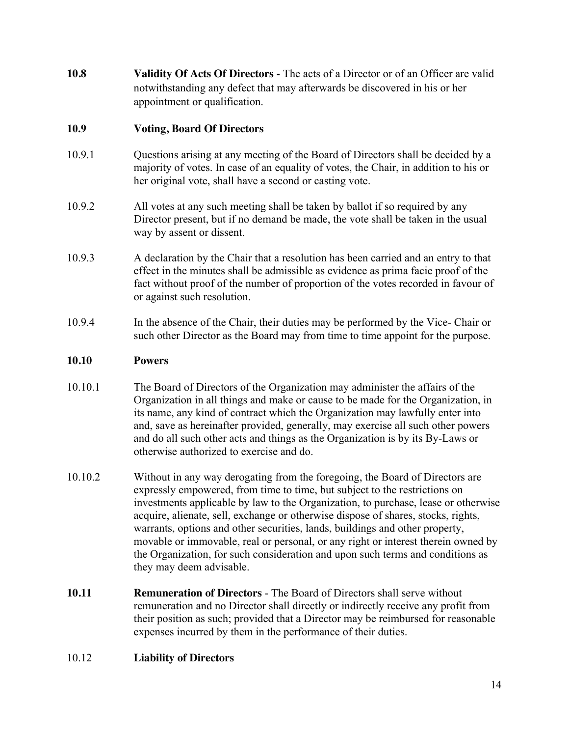**10.8** **Validity Of Acts Of Directors -** The acts of a Director or of an Officer are valid notwithstanding any defect that may afterwards be discovered in his or her appointment or qualification.

**10.9** **Voting, Board Of Directors**

10.9.1 Questions arising at any meeting of the Board of Directors shall be decided by a majority of votes. In case of an equality of votes, the Chair, in addition to his or her original vote, shall have a second or casting vote.

10.9.2 All votes at any such meeting shall be taken by ballot if so required by any Director present, but if no demand be made, the vote shall be taken in the usual way by assent or dissent.

10.9.3 A declaration by the Chair that a resolution has been carried and an entry to that effect in the minutes shall be admissible as evidence as prima facie proof of the fact without proof of the number of proportion of the votes recorded in favour of or against such resolution.

10.9.4 In the absence of the Chair, their duties may be performed by the Vice- Chair or such other Director as the Board may from time to time appoint for the purpose.

**10.10** **Powers**

10.10.1 The Board of Directors of the Organization may administer the affairs of the Organization in all things and make or cause to be made for the Organization, in its name, any kind of contract which the Organization may lawfully enter into and, save as hereinafter provided, generally, may exercise all such other powers and do all such other acts and things as the Organization is by its By-Laws or otherwise authorized to exercise and do.

10.10.2 Without in any way derogating from the foregoing, the Board of Directors are expressly empowered, from time to time, but subject to the restrictions on investments applicable by law to the Organization, to purchase, lease or otherwise acquire, alienate, sell, exchange or otherwise dispose of shares, stocks, rights, warrants, options and other securities, lands, buildings and other property, movable or immovable, real or personal, or any right or interest therein owned by the Organization, for such consideration and upon such terms and conditions as they may deem advisable.

**10.11** **Remuneration of Directors** - The Board of Directors shall serve without remuneration and no Director shall directly or indirectly receive any profit from their position as such; provided that a Director may be reimbursed for reasonable expenses incurred by them in the performance of their duties.

10.12 **Liability of Directors**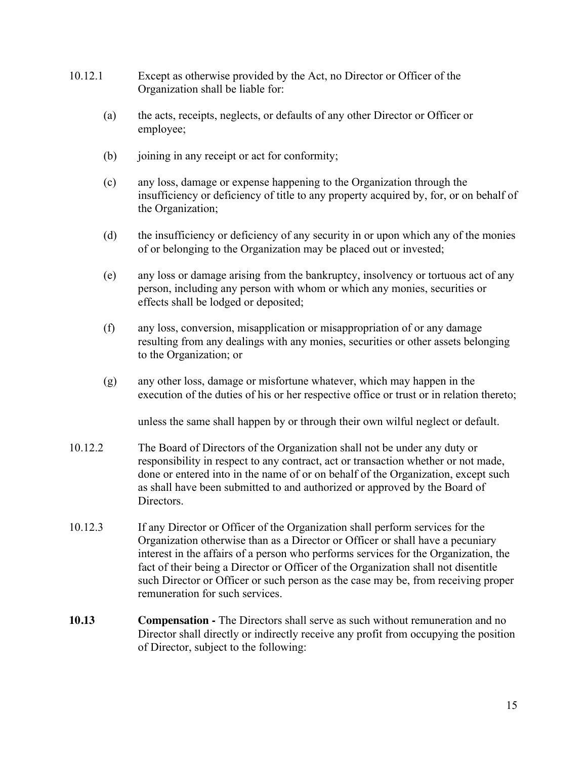10.12.1 Except as otherwise provided by the Act, no Director or Officer of the Organization shall be liable for:

(a) the acts, receipts, neglects, or defaults of any other Director or Officer or employee;

(b) joining in any receipt or act for conformity;

(c) any loss, damage or expense happening to the Organization through the insufficiency or deficiency of title to any property acquired by, for, or on behalf of the Organization;

(d) the insufficiency or deficiency of any security in or upon which any of the monies of or belonging to the Organization may be placed out or invested;

(e) any loss or damage arising from the bankruptcy, insolvency or tortuous act of any person, including any person with whom or which any monies, securities or effects shall be lodged or deposited;

(f) any loss, conversion, misapplication or misappropriation of or any damage resulting from any dealings with any monies, securities or other assets belonging to the Organization; or

(g) any other loss, damage or misfortune whatever, which may happen in the execution of the duties of his or her respective office or trust or in relation thereto;

unless the same shall happen by or through their own wilful neglect or default.

10.12.2 The Board of Directors of the Organization shall not be under any duty or responsibility in respect to any contract, act or transaction whether or not made, done or entered into in the name of or on behalf of the Organization, except such as shall have been submitted to and authorized or approved by the Board of Directors.

10.12.3 If any Director or Officer of the Organization shall perform services for the Organization otherwise than as a Director or Officer or shall have a pecuniary interest in the affairs of a person who performs services for the Organization, the fact of their being a Director or Officer of the Organization shall not disentitle such Director or Officer or such person as the case may be, from receiving proper remuneration for such services.

**10.13 Compensation -** The Directors shall serve as such without remuneration and no Director shall directly or indirectly receive any profit from occupying the position of Director, subject to the following: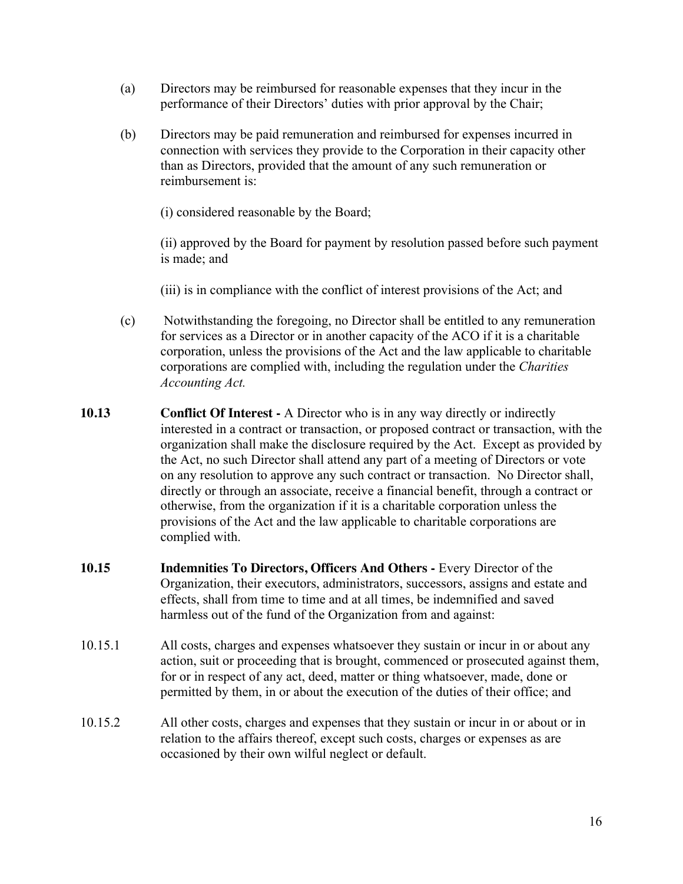(a) Directors may be reimbursed for reasonable expenses that they incur in the performance of their Directors' duties with prior approval by the Chair;

(b) Directors may be paid remuneration and reimbursed for expenses incurred in connection with services they provide to the Corporation in their capacity other than as Directors, provided that the amount of any such remuneration or reimbursement is:

(i) considered reasonable by the Board;

(ii) approved by the Board for payment by resolution passed before such payment is made; and

(iii) is in compliance with the conflict of interest provisions of the Act; and

(c) Notwithstanding the foregoing, no Director shall be entitled to any remuneration for services as a Director or in another capacity of the ACO if it is a charitable corporation, unless the provisions of the Act and the law applicable to charitable corporations are complied with, including the regulation under the *Charities Accounting Act.*

**10.13 Conflict Of Interest -** A Director who is in any way directly or indirectly interested in a contract or transaction, or proposed contract or transaction, with the organization shall make the disclosure required by the Act. Except as provided by the Act, no such Director shall attend any part of a meeting of Directors or vote on any resolution to approve any such contract or transaction. No Director shall, directly or through an associate, receive a financial benefit, through a contract or otherwise, from the organization if it is a charitable corporation unless the provisions of the Act and the law applicable to charitable corporations are complied with.

**10.15 Indemnities To Directors, Officers And Others -** Every Director of the Organization, their executors, administrators, successors, assigns and estate and effects, shall from time to time and at all times, be indemnified and saved harmless out of the fund of the Organization from and against:

10.15.1 All costs, charges and expenses whatsoever they sustain or incur in or about any action, suit or proceeding that is brought, commenced or prosecuted against them, for or in respect of any act, deed, matter or thing whatsoever, made, done or permitted by them, in or about the execution of the duties of their office; and

10.15.2 All other costs, charges and expenses that they sustain or incur in or about or in relation to the affairs thereof, except such costs, charges or expenses as are occasioned by their own wilful neglect or default.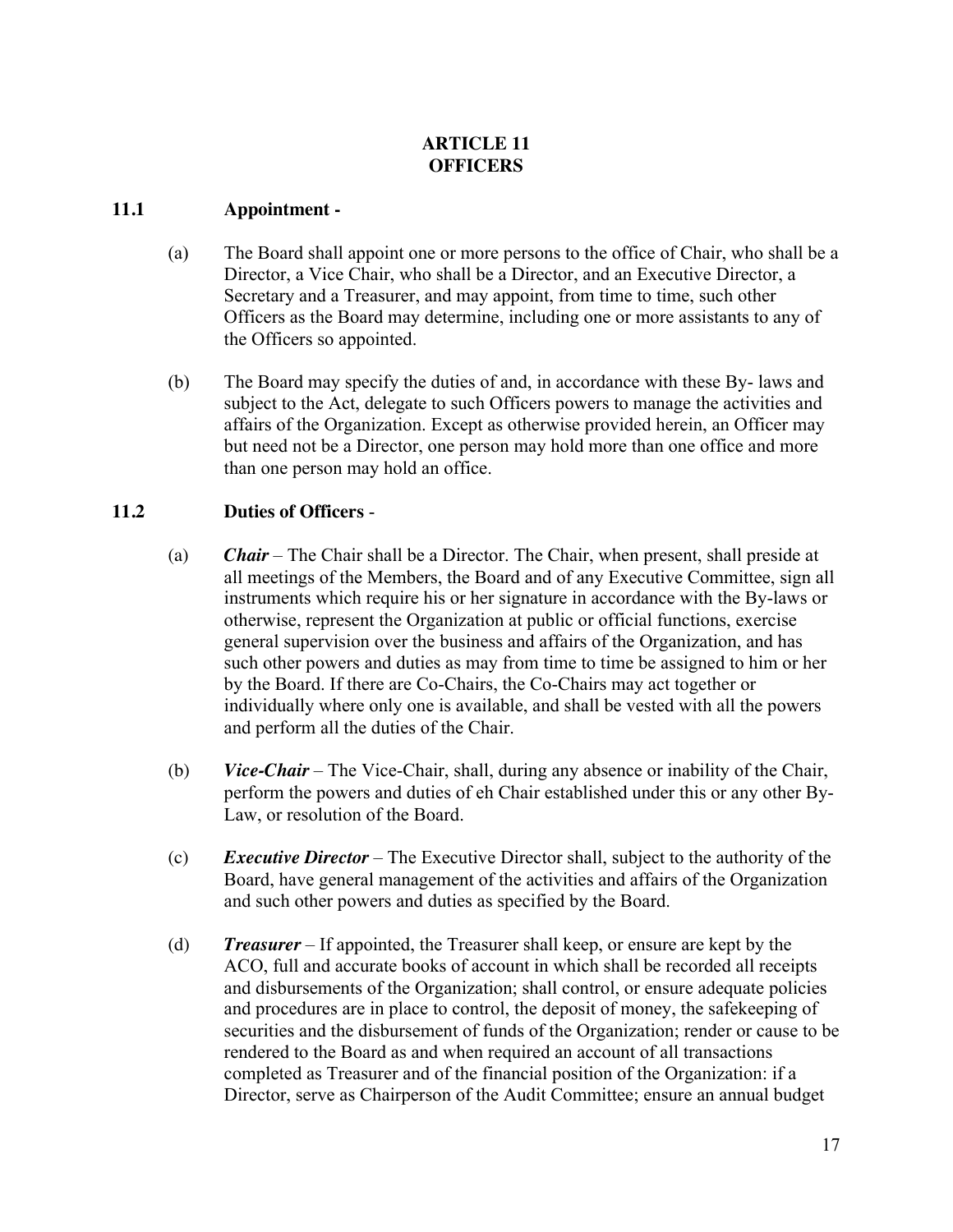## ARTICLE 11
## OFFICERS

### 11.1 Appointment -

(a) The Board shall appoint one or more persons to the office of Chair, who shall be a Director, a Vice Chair, who shall be a Director, and an Executive Director, a Secretary and a Treasurer, and may appoint, from time to time, such other Officers as the Board may determine, including one or more assistants to any of the Officers so appointed.

(b) The Board may specify the duties of and, in accordance with these By- laws and subject to the Act, delegate to such Officers powers to manage the activities and affairs of the Organization. Except as otherwise provided herein, an Officer may but need not be a Director, one person may hold more than one office and more than one person may hold an office.

### 11.2 Duties of Officers -

(a) ***Chair*** – The Chair shall be a Director. The Chair, when present, shall preside at all meetings of the Members, the Board and of any Executive Committee, sign all instruments which require his or her signature in accordance with the By-laws or otherwise, represent the Organization at public or official functions, exercise general supervision over the business and affairs of the Organization, and has such other powers and duties as may from time to time be assigned to him or her by the Board. If there are Co-Chairs, the Co-Chairs may act together or individually where only one is available, and shall be vested with all the powers and perform all the duties of the Chair.

(b) ***Vice-Chair*** – The Vice-Chair, shall, during any absence or inability of the Chair, perform the powers and duties of eh Chair established under this or any other By-Law, or resolution of the Board.

(c) ***Executive Director*** – The Executive Director shall, subject to the authority of the Board, have general management of the activities and affairs of the Organization and such other powers and duties as specified by the Board.

(d) ***Treasurer*** – If appointed, the Treasurer shall keep, or ensure are kept by the ACO, full and accurate books of account in which shall be recorded all receipts and disbursements of the Organization; shall control, or ensure adequate policies and procedures are in place to control, the deposit of money, the safekeeping of securities and the disbursement of funds of the Organization; render or cause to be rendered to the Board as and when required an account of all transactions completed as Treasurer and of the financial position of the Organization: if a Director, serve as Chairperson of the Audit Committee; ensure an annual budget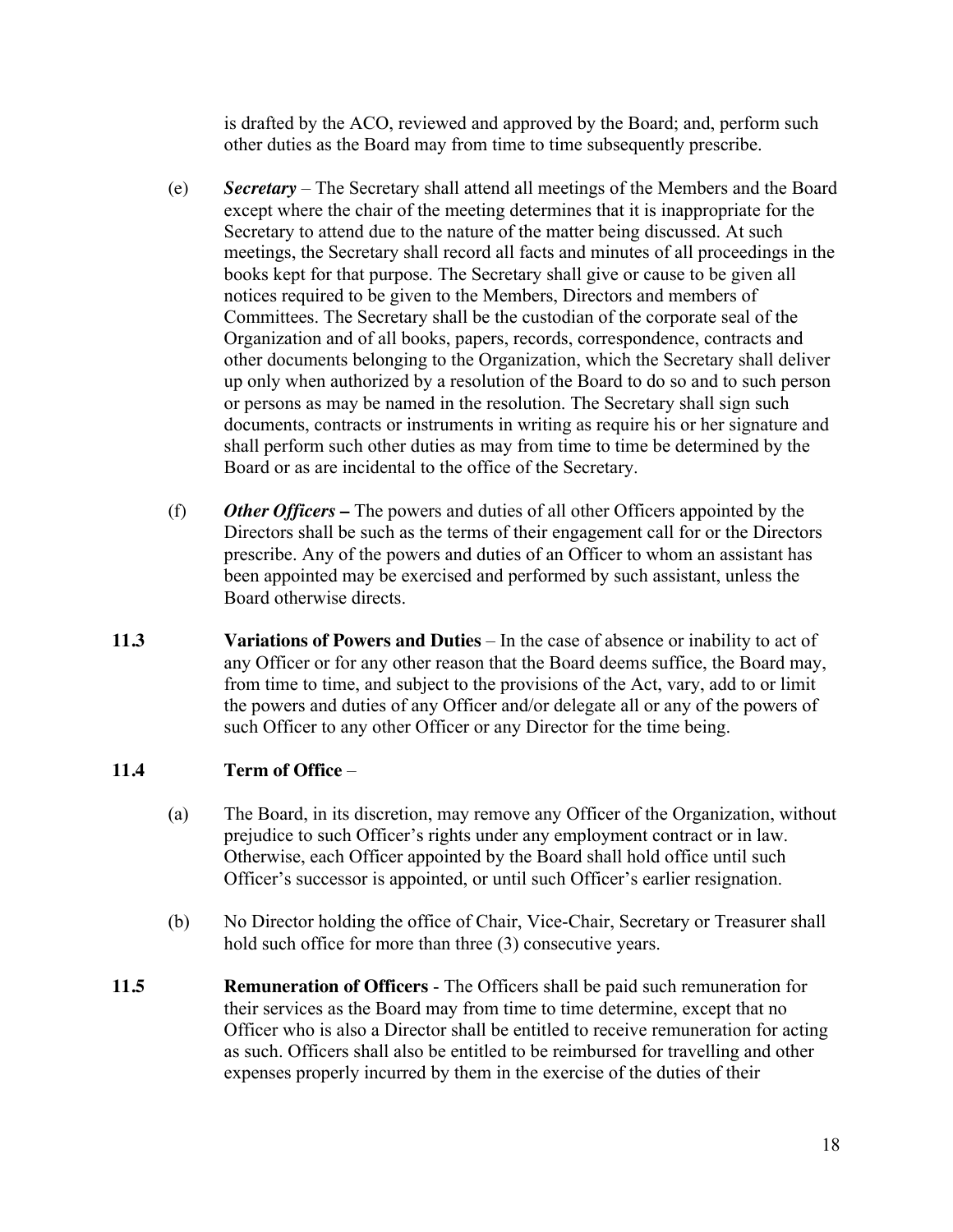is drafted by the ACO, reviewed and approved by the Board; and, perform such other duties as the Board may from time to time subsequently prescribe.

(e) ***Secretary*** – The Secretary shall attend all meetings of the Members and the Board except where the chair of the meeting determines that it is inappropriate for the Secretary to attend due to the nature of the matter being discussed. At such meetings, the Secretary shall record all facts and minutes of all proceedings in the books kept for that purpose. The Secretary shall give or cause to be given all notices required to be given to the Members, Directors and members of Committees. The Secretary shall be the custodian of the corporate seal of the Organization and of all books, papers, records, correspondence, contracts and other documents belonging to the Organization, which the Secretary shall deliver up only when authorized by a resolution of the Board to do so and to such person or persons as may be named in the resolution. The Secretary shall sign such documents, contracts or instruments in writing as require his or her signature and shall perform such other duties as may from time to time be determined by the Board or as are incidental to the office of the Secretary.

(f) ***Other Officers*** **–** The powers and duties of all other Officers appointed by the Directors shall be such as the terms of their engagement call for or the Directors prescribe. Any of the powers and duties of an Officer to whom an assistant has been appointed may be exercised and performed by such assistant, unless the Board otherwise directs.

**11.3** **Variations of Powers and Duties** – In the case of absence or inability to act of any Officer or for any other reason that the Board deems suffice, the Board may, from time to time, and subject to the provisions of the Act, vary, add to or limit the powers and duties of any Officer and/or delegate all or any of the powers of such Officer to any other Officer or any Director for the time being.

**11.4** **Term of Office** –

(a) The Board, in its discretion, may remove any Officer of the Organization, without prejudice to such Officer's rights under any employment contract or in law. Otherwise, each Officer appointed by the Board shall hold office until such Officer's successor is appointed, or until such Officer's earlier resignation.

(b) No Director holding the office of Chair, Vice-Chair, Secretary or Treasurer shall hold such office for more than three (3) consecutive years.

**11.5** **Remuneration of Officers** - The Officers shall be paid such remuneration for their services as the Board may from time to time determine, except that no Officer who is also a Director shall be entitled to receive remuneration for acting as such. Officers shall also be entitled to be reimbursed for travelling and other expenses properly incurred by them in the exercise of the duties of their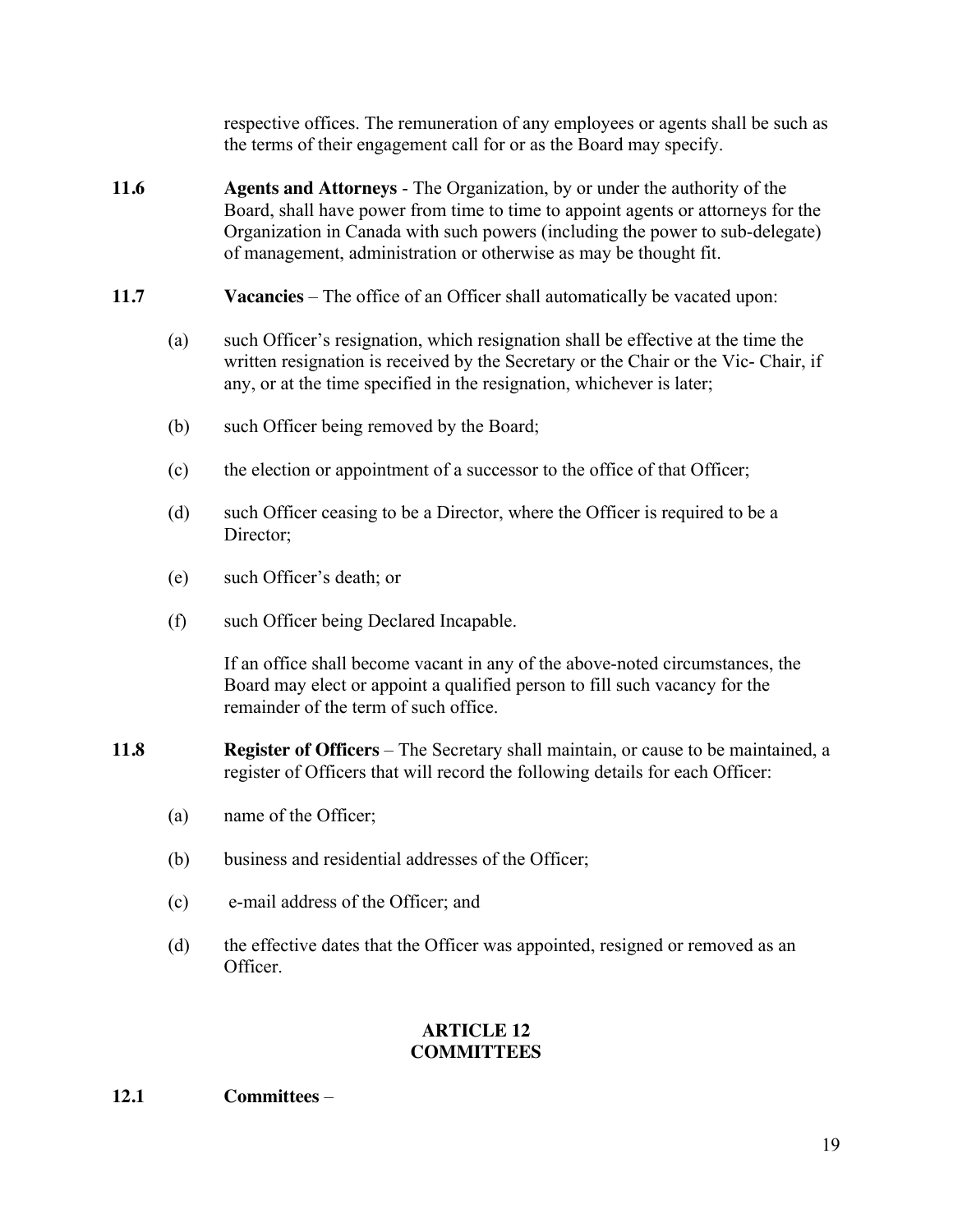respective offices. The remuneration of any employees or agents shall be such as the terms of their engagement call for or as the Board may specify.

**11.6** **Agents and Attorneys** - The Organization, by or under the authority of the Board, shall have power from time to time to appoint agents or attorneys for the Organization in Canada with such powers (including the power to sub-delegate) of management, administration or otherwise as may be thought fit.

**11.7** **Vacancies** – The office of an Officer shall automatically be vacated upon:

(a) such Officer's resignation, which resignation shall be effective at the time the written resignation is received by the Secretary or the Chair or the Vic- Chair, if any, or at the time specified in the resignation, whichever is later;

(b) such Officer being removed by the Board;

(c) the election or appointment of a successor to the office of that Officer;

(d) such Officer ceasing to be a Director, where the Officer is required to be a Director;

(e) such Officer's death; or

(f) such Officer being Declared Incapable.

If an office shall become vacant in any of the above-noted circumstances, the Board may elect or appoint a qualified person to fill such vacancy for the remainder of the term of such office.

**11.8** **Register of Officers** – The Secretary shall maintain, or cause to be maintained, a register of Officers that will record the following details for each Officer:

(a) name of the Officer;

(b) business and residential addresses of the Officer;

(c) e-mail address of the Officer; and

(d) the effective dates that the Officer was appointed, resigned or removed as an Officer.

## ARTICLE 12
## COMMITTEES

**12.1** **Committees** –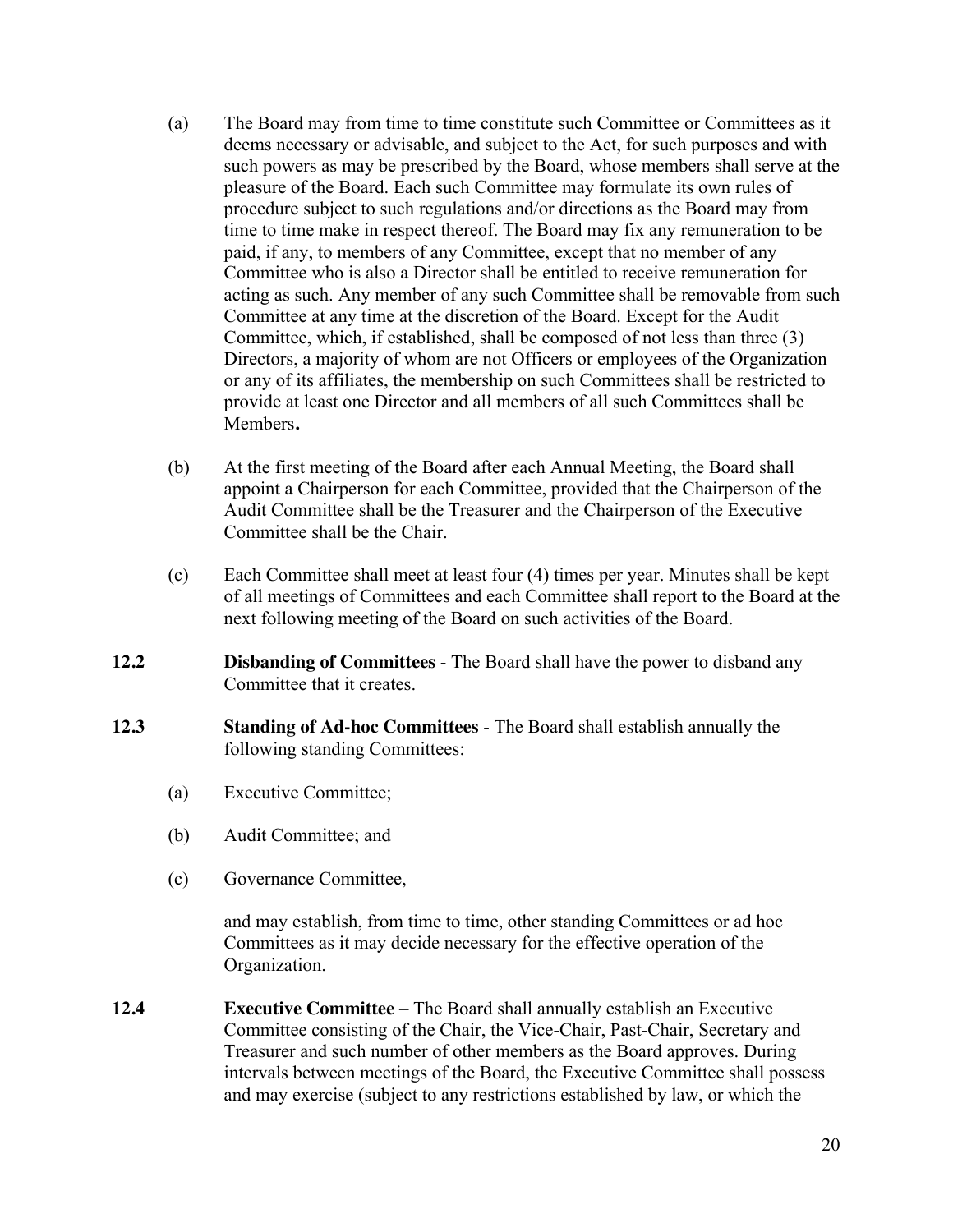(a) The Board may from time to time constitute such Committee or Committees as it deems necessary or advisable, and subject to the Act, for such purposes and with such powers as may be prescribed by the Board, whose members shall serve at the pleasure of the Board. Each such Committee may formulate its own rules of procedure subject to such regulations and/or directions as the Board may from time to time make in respect thereof. The Board may fix any remuneration to be paid, if any, to members of any Committee, except that no member of any Committee who is also a Director shall be entitled to receive remuneration for acting as such. Any member of any such Committee shall be removable from such Committee at any time at the discretion of the Board. Except for the Audit Committee, which, if established, shall be composed of not less than three (3) Directors, a majority of whom are not Officers or employees of the Organization or any of its affiliates, the membership on such Committees shall be restricted to provide at least one Director and all members of all such Committees shall be Members**.**

(b) At the first meeting of the Board after each Annual Meeting, the Board shall appoint a Chairperson for each Committee, provided that the Chairperson of the Audit Committee shall be the Treasurer and the Chairperson of the Executive Committee shall be the Chair.

(c) Each Committee shall meet at least four (4) times per year. Minutes shall be kept of all meetings of Committees and each Committee shall report to the Board at the next following meeting of the Board on such activities of the Board.

**12.2** **Disbanding of Committees** - The Board shall have the power to disband any Committee that it creates.

**12.3** **Standing of Ad-hoc Committees** - The Board shall establish annually the following standing Committees:

(a) Executive Committee;

(b) Audit Committee; and

(c) Governance Committee,

and may establish, from time to time, other standing Committees or ad hoc Committees as it may decide necessary for the effective operation of the Organization.

**12.4** **Executive Committee** – The Board shall annually establish an Executive Committee consisting of the Chair, the Vice-Chair, Past-Chair, Secretary and Treasurer and such number of other members as the Board approves. During intervals between meetings of the Board, the Executive Committee shall possess and may exercise (subject to any restrictions established by law, or which the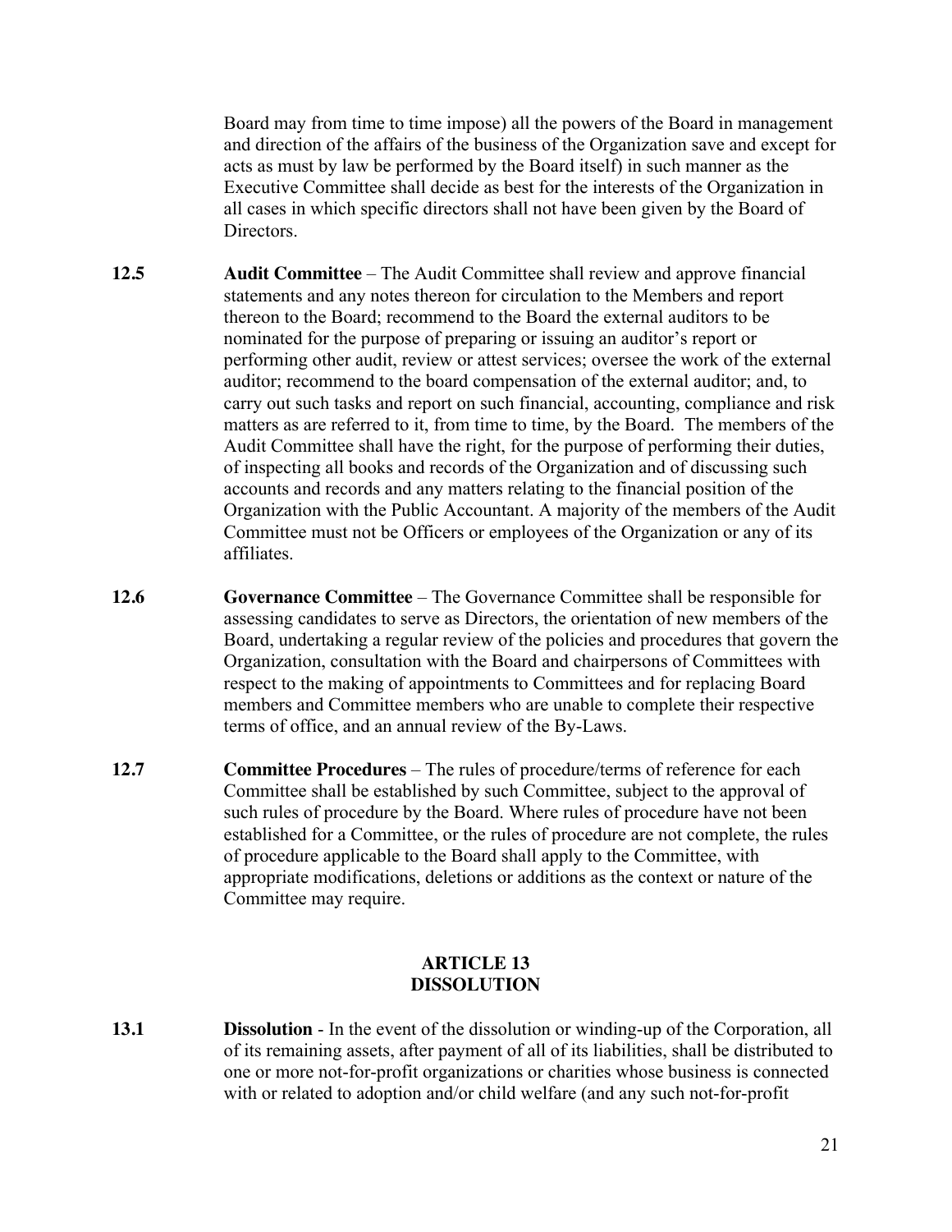Board may from time to time impose) all the powers of the Board in management and direction of the affairs of the business of the Organization save and except for acts as must by law be performed by the Board itself) in such manner as the Executive Committee shall decide as best for the interests of the Organization in all cases in which specific directors shall not have been given by the Board of Directors.

**12.5** **Audit Committee** – The Audit Committee shall review and approve financial statements and any notes thereon for circulation to the Members and report thereon to the Board; recommend to the Board the external auditors to be nominated for the purpose of preparing or issuing an auditor's report or performing other audit, review or attest services; oversee the work of the external auditor; recommend to the board compensation of the external auditor; and, to carry out such tasks and report on such financial, accounting, compliance and risk matters as are referred to it, from time to time, by the Board. The members of the Audit Committee shall have the right, for the purpose of performing their duties, of inspecting all books and records of the Organization and of discussing such accounts and records and any matters relating to the financial position of the Organization with the Public Accountant. A majority of the members of the Audit Committee must not be Officers or employees of the Organization or any of its affiliates.

**12.6** **Governance Committee** – The Governance Committee shall be responsible for assessing candidates to serve as Directors, the orientation of new members of the Board, undertaking a regular review of the policies and procedures that govern the Organization, consultation with the Board and chairpersons of Committees with respect to the making of appointments to Committees and for replacing Board members and Committee members who are unable to complete their respective terms of office, and an annual review of the By-Laws.

**12.7** **Committee Procedures** – The rules of procedure/terms of reference for each Committee shall be established by such Committee, subject to the approval of such rules of procedure by the Board. Where rules of procedure have not been established for a Committee, or the rules of procedure are not complete, the rules of procedure applicable to the Board shall apply to the Committee, with appropriate modifications, deletions or additions as the context or nature of the Committee may require.

## ARTICLE 13
## DISSOLUTION

**13.1** **Dissolution** - In the event of the dissolution or winding-up of the Corporation, all of its remaining assets, after payment of all of its liabilities, shall be distributed to one or more not-for-profit organizations or charities whose business is connected with or related to adoption and/or child welfare (and any such not-for-profit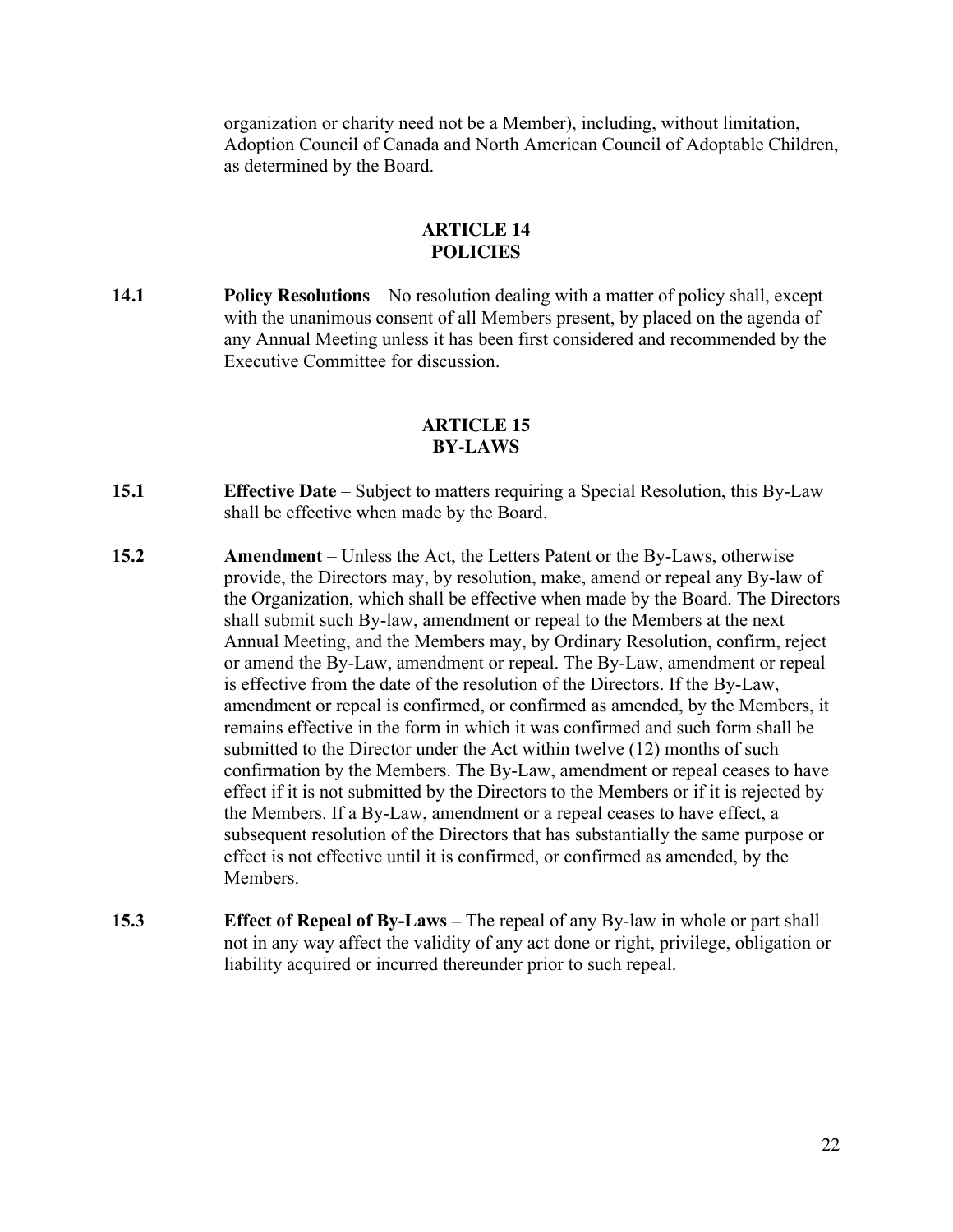organization or charity need not be a Member), including, without limitation, Adoption Council of Canada and North American Council of Adoptable Children, as determined by the Board.

## ARTICLE 14
## POLICIES

**14.1** **Policy Resolutions** – No resolution dealing with a matter of policy shall, except with the unanimous consent of all Members present, by placed on the agenda of any Annual Meeting unless it has been first considered and recommended by the Executive Committee for discussion.

## ARTICLE 15
## BY-LAWS

**15.1** **Effective Date** – Subject to matters requiring a Special Resolution, this By-Law shall be effective when made by the Board.

**15.2** **Amendment** – Unless the Act, the Letters Patent or the By-Laws, otherwise provide, the Directors may, by resolution, make, amend or repeal any By-law of the Organization, which shall be effective when made by the Board. The Directors shall submit such By-law, amendment or repeal to the Members at the next Annual Meeting, and the Members may, by Ordinary Resolution, confirm, reject or amend the By-Law, amendment or repeal. The By-Law, amendment or repeal is effective from the date of the resolution of the Directors. If the By-Law, amendment or repeal is confirmed, or confirmed as amended, by the Members, it remains effective in the form in which it was confirmed and such form shall be submitted to the Director under the Act within twelve (12) months of such confirmation by the Members. The By-Law, amendment or repeal ceases to have effect if it is not submitted by the Directors to the Members or if it is rejected by the Members. If a By-Law, amendment or a repeal ceases to have effect, a subsequent resolution of the Directors that has substantially the same purpose or effect is not effective until it is confirmed, or confirmed as amended, by the Members.

**15.3** **Effect of Repeal of By-Laws –** The repeal of any By-law in whole or part shall not in any way affect the validity of any act done or right, privilege, obligation or liability acquired or incurred thereunder prior to such repeal.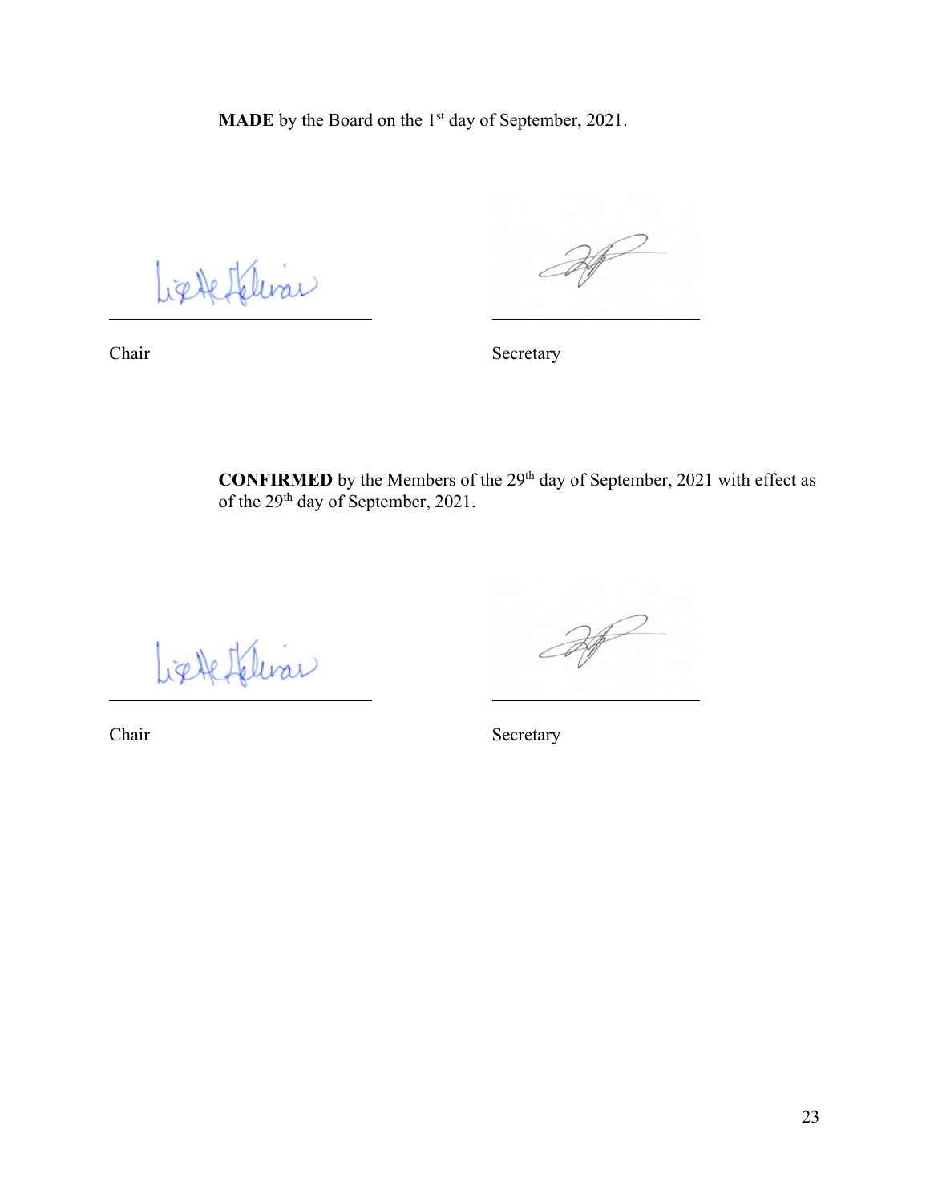**MADE** by the Board on the 1st day of September, 2021.

______________________________
Chair

______________________________
Secretary

**CONFIRMED** by the Members of the 29th day of September, 2021 with effect as of the 29th day of September, 2021.

______________________________
Chair

______________________________
Secretary